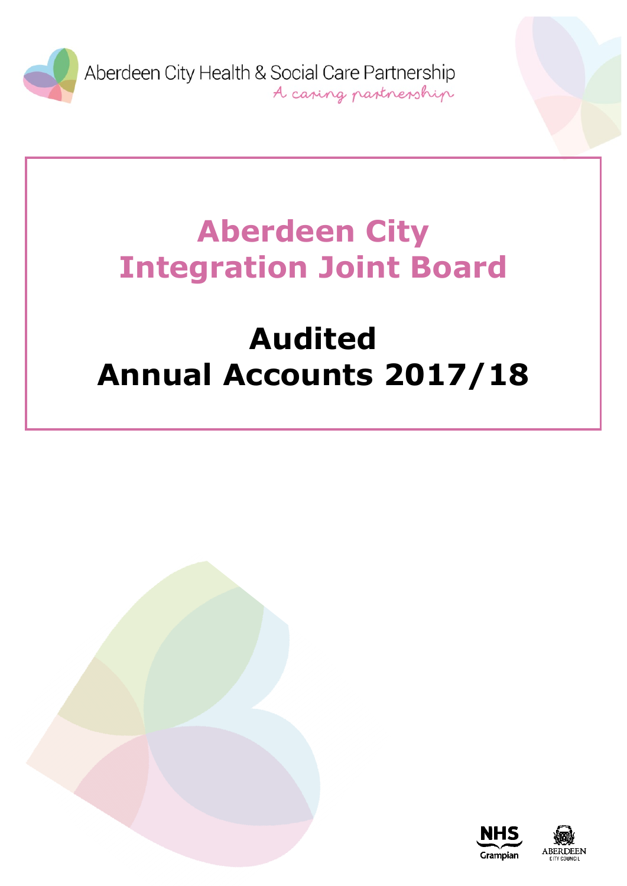Aberdeen City Health & Social Care Partnership

*A caring partnership*

# Aberdeen City Integration Joint Board

# Audited Annual Accounts 2017/18

NHS Grampian

Aberdeen City Council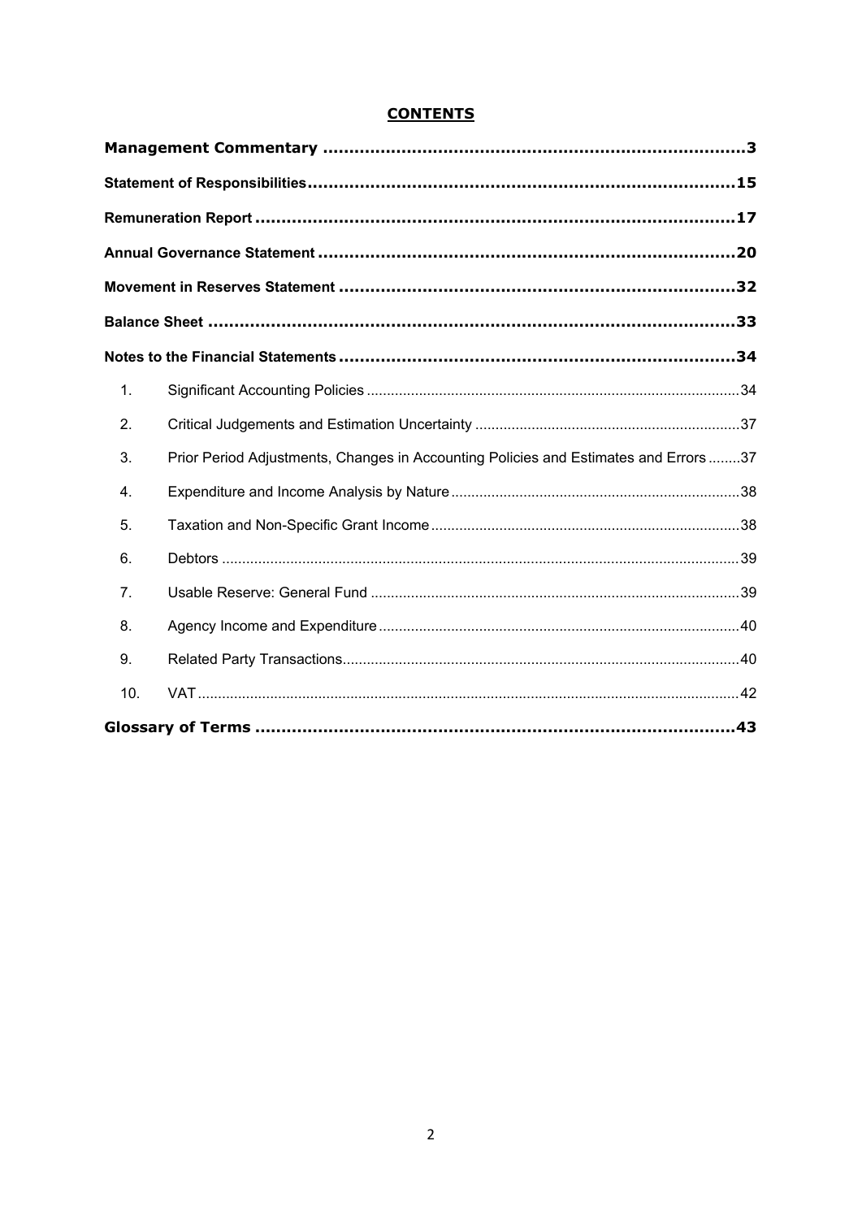# CONTENTS

| | | |
|---|---|---|
| **Management Commentary** | | **3** |
| **Statement of Responsibilities** | | **15** |
| **Remuneration Report** | | **17** |
| **Annual Governance Statement** | | **20** |
| **Movement in Reserves Statement** | | **32** |
| **Balance Sheet** | | **33** |
| **Notes to the Financial Statements** | | **34** |
| 1. | Significant Accounting Policies | 34 |
| 2. | Critical Judgements and Estimation Uncertainty | 37 |
| 3. | Prior Period Adjustments, Changes in Accounting Policies and Estimates and Errors | 37 |
| 4. | Expenditure and Income Analysis by Nature | 38 |
| 5. | Taxation and Non-Specific Grant Income | 38 |
| 6. | Debtors | 39 |
| 7. | Usable Reserve: General Fund | 39 |
| 8. | Agency Income and Expenditure | 40 |
| 9. | Related Party Transactions | 40 |
| 10. | VAT | 42 |
| **Glossary of Terms** | | **43** |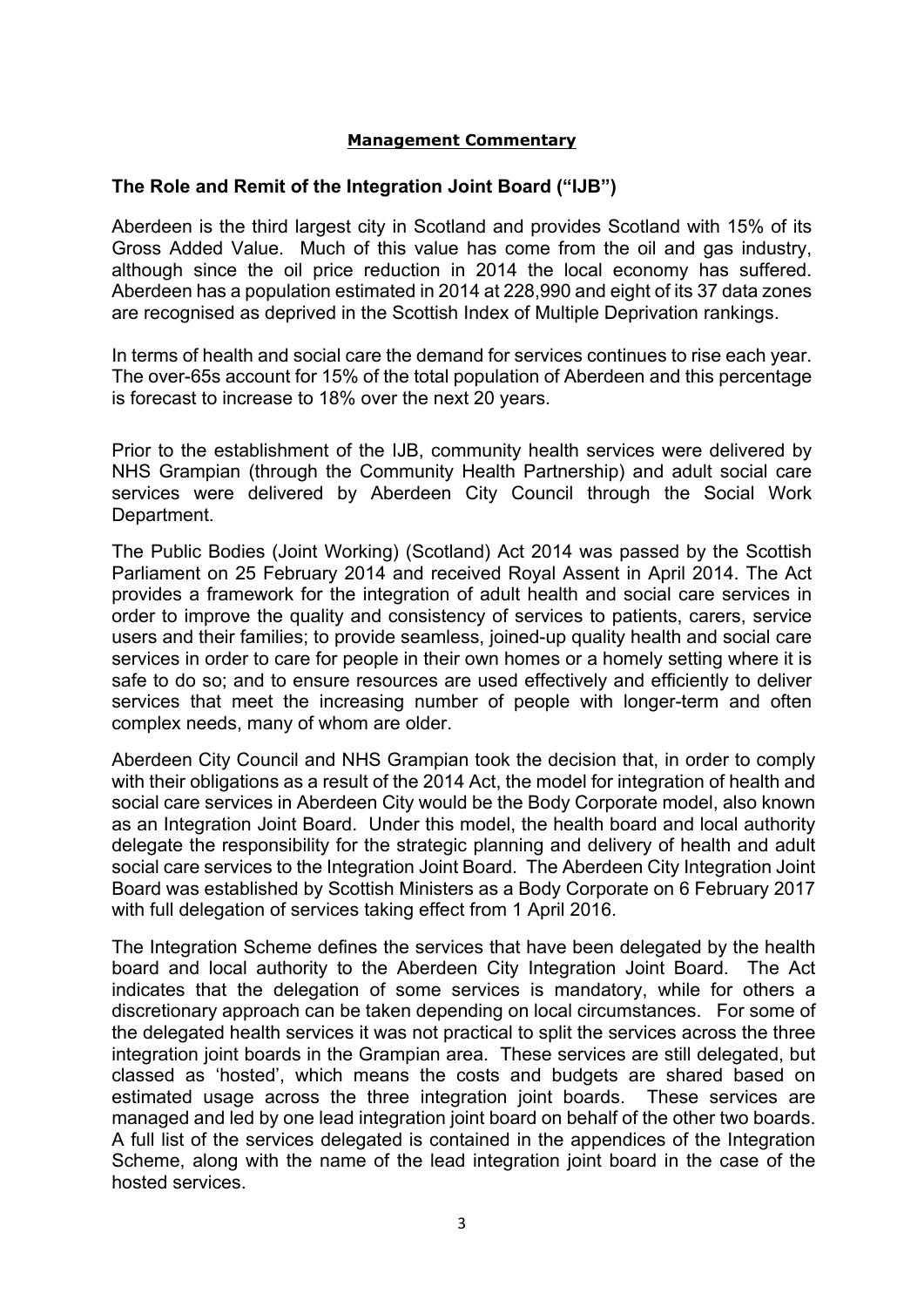**Management Commentary**

## The Role and Remit of the Integration Joint Board ("IJB")

Aberdeen is the third largest city in Scotland and provides Scotland with 15% of its Gross Added Value. Much of this value has come from the oil and gas industry, although since the oil price reduction in 2014 the local economy has suffered. Aberdeen has a population estimated in 2014 at 228,990 and eight of its 37 data zones are recognised as deprived in the Scottish Index of Multiple Deprivation rankings.

In terms of health and social care the demand for services continues to rise each year. The over-65s account for 15% of the total population of Aberdeen and this percentage is forecast to increase to 18% over the next 20 years.

Prior to the establishment of the IJB, community health services were delivered by NHS Grampian (through the Community Health Partnership) and adult social care services were delivered by Aberdeen City Council through the Social Work Department.

The Public Bodies (Joint Working) (Scotland) Act 2014 was passed by the Scottish Parliament on 25 February 2014 and received Royal Assent in April 2014. The Act provides a framework for the integration of adult health and social care services in order to improve the quality and consistency of services to patients, carers, service users and their families; to provide seamless, joined-up quality health and social care services in order to care for people in their own homes or a homely setting where it is safe to do so; and to ensure resources are used effectively and efficiently to deliver services that meet the increasing number of people with longer-term and often complex needs, many of whom are older.

Aberdeen City Council and NHS Grampian took the decision that, in order to comply with their obligations as a result of the 2014 Act, the model for integration of health and social care services in Aberdeen City would be the Body Corporate model, also known as an Integration Joint Board. Under this model, the health board and local authority delegate the responsibility for the strategic planning and delivery of health and adult social care services to the Integration Joint Board. The Aberdeen City Integration Joint Board was established by Scottish Ministers as a Body Corporate on 6 February 2017 with full delegation of services taking effect from 1 April 2016.

The Integration Scheme defines the services that have been delegated by the health board and local authority to the Aberdeen City Integration Joint Board. The Act indicates that the delegation of some services is mandatory, while for others a discretionary approach can be taken depending on local circumstances. For some of the delegated health services it was not practical to split the services across the three integration joint boards in the Grampian area. These services are still delegated, but classed as 'hosted', which means the costs and budgets are shared based on estimated usage across the three integration joint boards. These services are managed and led by one lead integration joint board on behalf of the other two boards. A full list of the services delegated is contained in the appendices of the Integration Scheme, along with the name of the lead integration joint board in the case of the hosted services.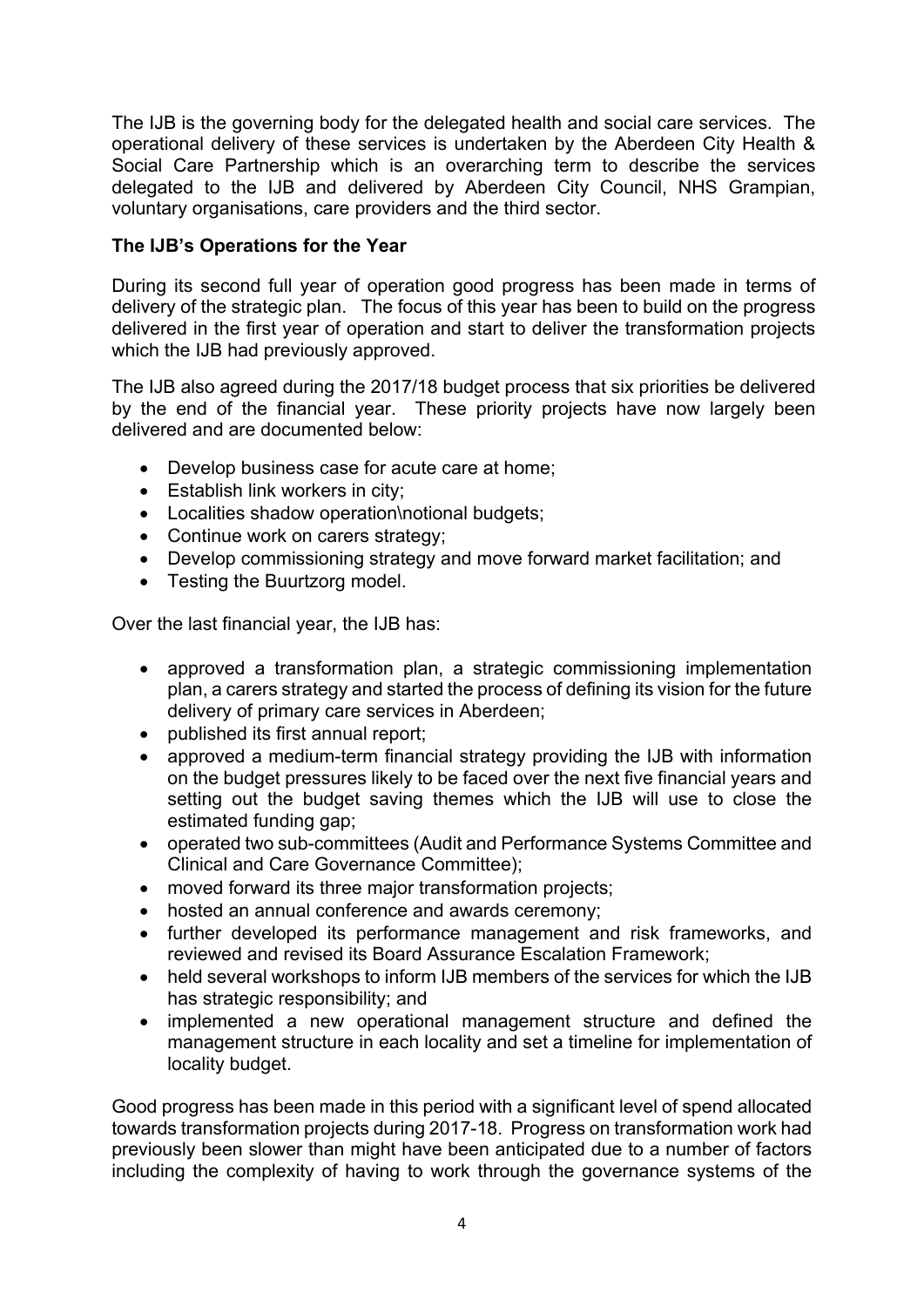The IJB is the governing body for the delegated health and social care services. The operational delivery of these services is undertaken by the Aberdeen City Health & Social Care Partnership which is an overarching term to describe the services delegated to the IJB and delivered by Aberdeen City Council, NHS Grampian, voluntary organisations, care providers and the third sector.

**The IJB's Operations for the Year**

During its second full year of operation good progress has been made in terms of delivery of the strategic plan. The focus of this year has been to build on the progress delivered in the first year of operation and start to deliver the transformation projects which the IJB had previously approved.

The IJB also agreed during the 2017/18 budget process that six priorities be delivered by the end of the financial year. These priority projects have now largely been delivered and are documented below:

- Develop business case for acute care at home;
- Establish link workers in city;
- Localities shadow operation\notional budgets;
- Continue work on carers strategy;
- Develop commissioning strategy and move forward market facilitation; and
- Testing the Buurtzorg model.

Over the last financial year, the IJB has:

- approved a transformation plan, a strategic commissioning implementation plan, a carers strategy and started the process of defining its vision for the future delivery of primary care services in Aberdeen;
- published its first annual report;
- approved a medium-term financial strategy providing the IJB with information on the budget pressures likely to be faced over the next five financial years and setting out the budget saving themes which the IJB will use to close the estimated funding gap;
- operated two sub-committees (Audit and Performance Systems Committee and Clinical and Care Governance Committee);
- moved forward its three major transformation projects;
- hosted an annual conference and awards ceremony;
- further developed its performance management and risk frameworks, and reviewed and revised its Board Assurance Escalation Framework;
- held several workshops to inform IJB members of the services for which the IJB has strategic responsibility; and
- implemented a new operational management structure and defined the management structure in each locality and set a timeline for implementation of locality budget.

Good progress has been made in this period with a significant level of spend allocated towards transformation projects during 2017-18. Progress on transformation work had previously been slower than might have been anticipated due to a number of factors including the complexity of having to work through the governance systems of the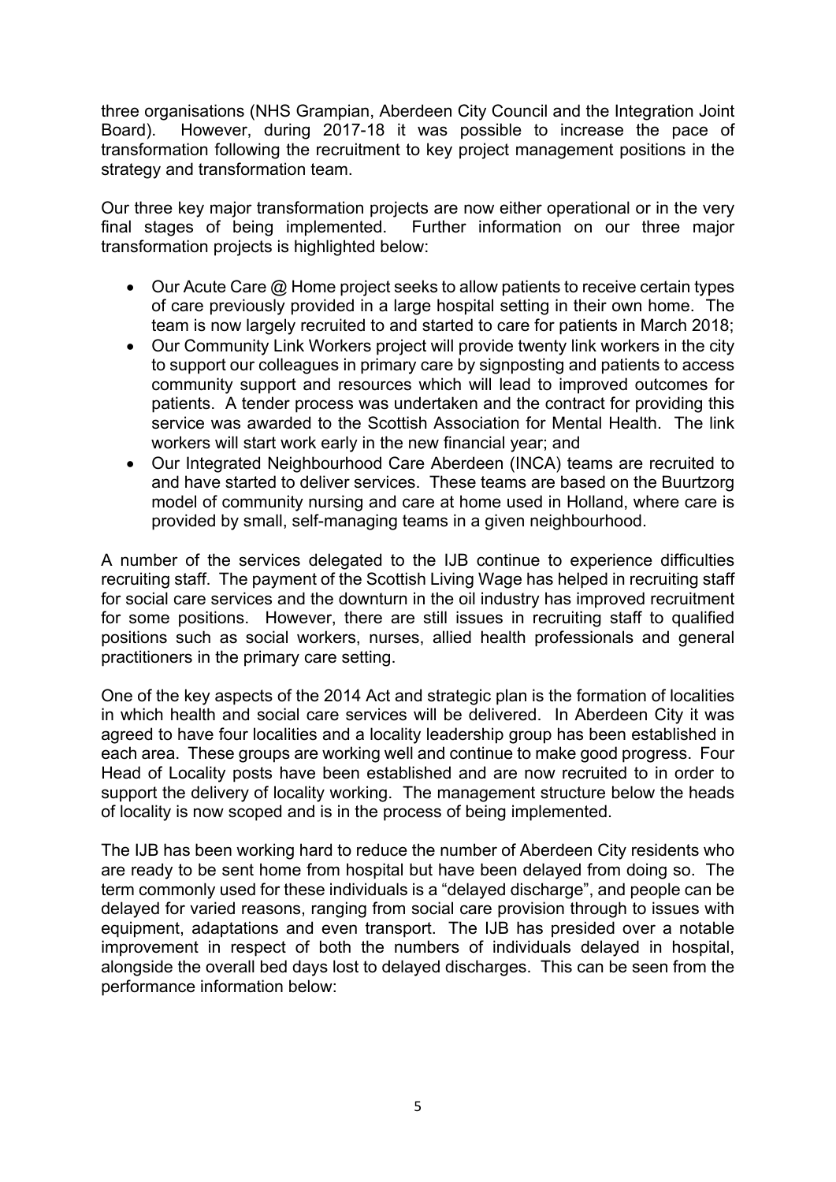three organisations (NHS Grampian, Aberdeen City Council and the Integration Joint Board). However, during 2017-18 it was possible to increase the pace of transformation following the recruitment to key project management positions in the strategy and transformation team.

Our three key major transformation projects are now either operational or in the very final stages of being implemented. Further information on our three major transformation projects is highlighted below:

- Our Acute Care @ Home project seeks to allow patients to receive certain types of care previously provided in a large hospital setting in their own home. The team is now largely recruited to and started to care for patients in March 2018;
- Our Community Link Workers project will provide twenty link workers in the city to support our colleagues in primary care by signposting and patients to access community support and resources which will lead to improved outcomes for patients. A tender process was undertaken and the contract for providing this service was awarded to the Scottish Association for Mental Health. The link workers will start work early in the new financial year; and
- Our Integrated Neighbourhood Care Aberdeen (INCA) teams are recruited to and have started to deliver services. These teams are based on the Buurtzorg model of community nursing and care at home used in Holland, where care is provided by small, self-managing teams in a given neighbourhood.

A number of the services delegated to the IJB continue to experience difficulties recruiting staff. The payment of the Scottish Living Wage has helped in recruiting staff for social care services and the downturn in the oil industry has improved recruitment for some positions. However, there are still issues in recruiting staff to qualified positions such as social workers, nurses, allied health professionals and general practitioners in the primary care setting.

One of the key aspects of the 2014 Act and strategic plan is the formation of localities in which health and social care services will be delivered. In Aberdeen City it was agreed to have four localities and a locality leadership group has been established in each area. These groups are working well and continue to make good progress. Four Head of Locality posts have been established and are now recruited to in order to support the delivery of locality working. The management structure below the heads of locality is now scoped and is in the process of being implemented.

The IJB has been working hard to reduce the number of Aberdeen City residents who are ready to be sent home from hospital but have been delayed from doing so. The term commonly used for these individuals is a "delayed discharge", and people can be delayed for varied reasons, ranging from social care provision through to issues with equipment, adaptations and even transport. The IJB has presided over a notable improvement in respect of both the numbers of individuals delayed in hospital, alongside the overall bed days lost to delayed discharges. This can be seen from the performance information below: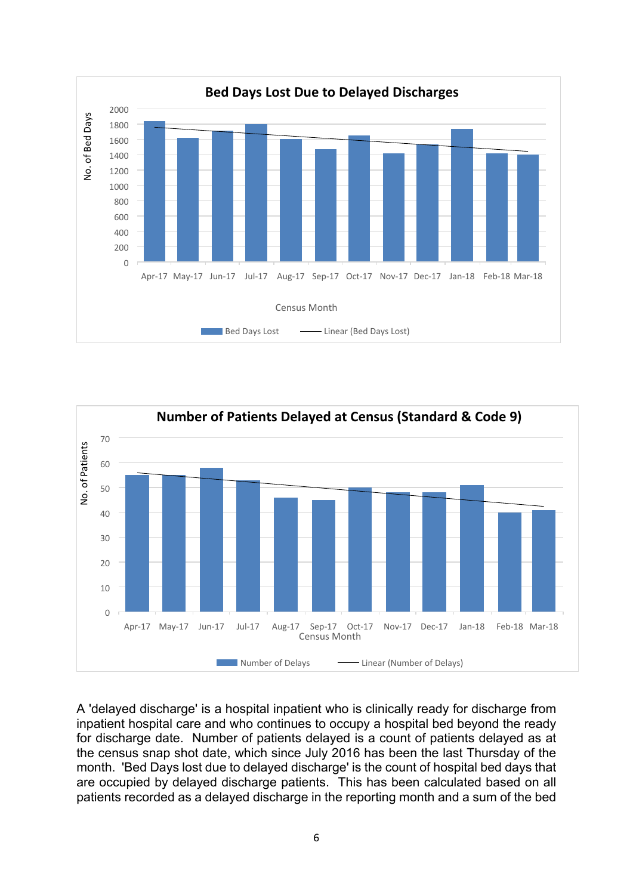**Bed Days Lost Due to Delayed Discharges**

No. of Bed Days

2000
1800
1600
1400
1200
1000
800
600
400
200
0

Apr-17 May-17 Jun-17 Jul-17 Aug-17 Sep-17 Oct-17 Nov-17 Dec-17 Jan-18 Feb-18 Mar-18

Census Month

Bed Days Lost — Linear (Bed Days Lost)

**Number of Patients Delayed at Census (Standard & Code 9)**

No. of Patients

70
60
50
40
30
20
10
0

Apr-17 May-17 Jun-17 Jul-17 Aug-17 Sep-17 Oct-17 Nov-17 Dec-17 Jan-18 Feb-18 Mar-18

Census Month

Number of Delays — Linear (Number of Delays)

A 'delayed discharge' is a hospital inpatient who is clinically ready for discharge from inpatient hospital care and who continues to occupy a hospital bed beyond the ready for discharge date. Number of patients delayed is a count of patients delayed as at the census snap shot date, which since July 2016 has been the last Thursday of the month. 'Bed Days lost due to delayed discharge' is the count of hospital bed days that are occupied by delayed discharge patients. This has been calculated based on all patients recorded as a delayed discharge in the reporting month and a sum of the bed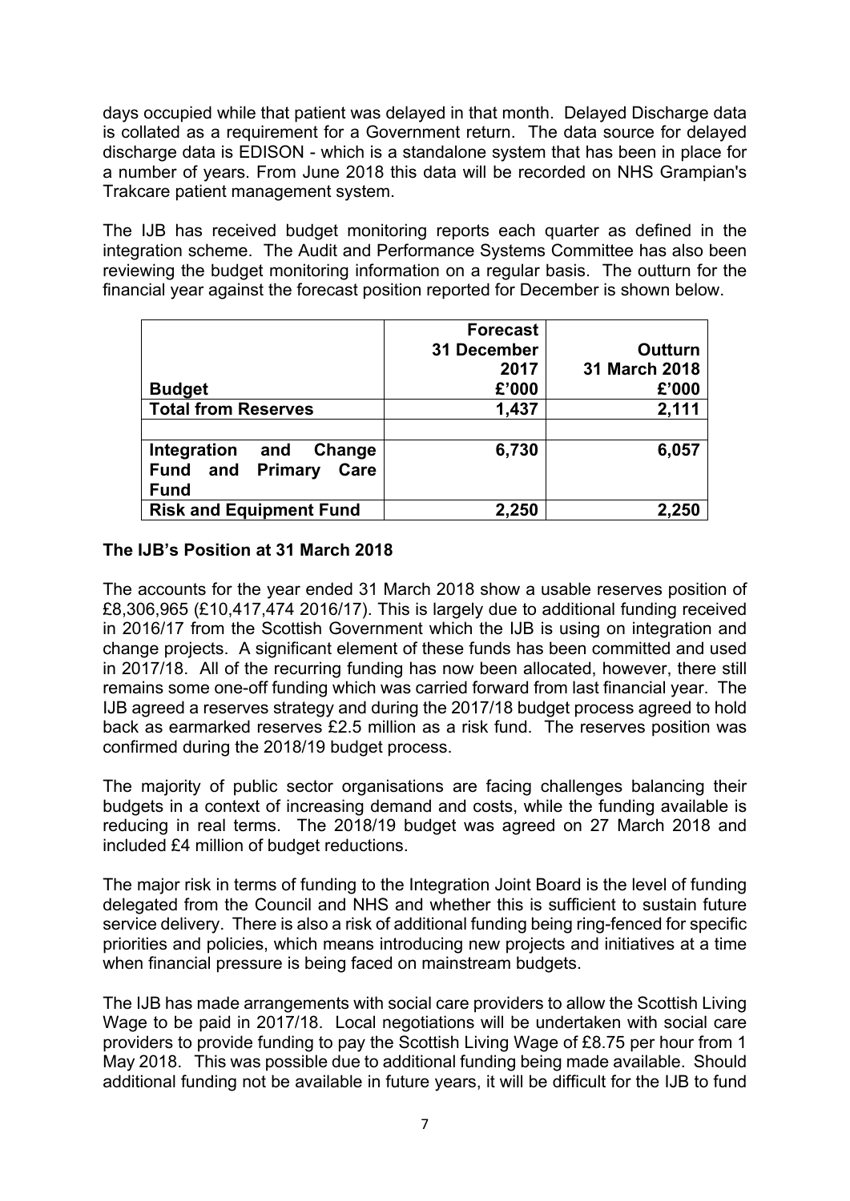days occupied while that patient was delayed in that month. Delayed Discharge data is collated as a requirement for a Government return. The data source for delayed discharge data is EDISON - which is a standalone system that has been in place for a number of years. From June 2018 this data will be recorded on NHS Grampian's Trakcare patient management system.

The IJB has received budget monitoring reports each quarter as defined in the integration scheme. The Audit and Performance Systems Committee has also been reviewing the budget monitoring information on a regular basis. The outturn for the financial year against the forecast position reported for December is shown below.

| Budget | Forecast 31 December 2017 £'000 | Outturn 31 March 2018 £'000 |
|---|---|---|
| **Total from Reserves** | **1,437** | **2,111** |
| | | |
| **Integration and Change Fund and Primary Care Fund** | **6,730** | **6,057** |
| **Risk and Equipment Fund** | **2,250** | **2,250** |

**The IJB's Position at 31 March 2018**

The accounts for the year ended 31 March 2018 show a usable reserves position of £8,306,965 (£10,417,474 2016/17). This is largely due to additional funding received in 2016/17 from the Scottish Government which the IJB is using on integration and change projects. A significant element of these funds has been committed and used in 2017/18. All of the recurring funding has now been allocated, however, there still remains some one-off funding which was carried forward from last financial year. The IJB agreed a reserves strategy and during the 2017/18 budget process agreed to hold back as earmarked reserves £2.5 million as a risk fund. The reserves position was confirmed during the 2018/19 budget process.

The majority of public sector organisations are facing challenges balancing their budgets in a context of increasing demand and costs, while the funding available is reducing in real terms. The 2018/19 budget was agreed on 27 March 2018 and included £4 million of budget reductions.

The major risk in terms of funding to the Integration Joint Board is the level of funding delegated from the Council and NHS and whether this is sufficient to sustain future service delivery. There is also a risk of additional funding being ring-fenced for specific priorities and policies, which means introducing new projects and initiatives at a time when financial pressure is being faced on mainstream budgets.

The IJB has made arrangements with social care providers to allow the Scottish Living Wage to be paid in 2017/18. Local negotiations will be undertaken with social care providers to provide funding to pay the Scottish Living Wage of £8.75 per hour from 1 May 2018. This was possible due to additional funding being made available. Should additional funding not be available in future years, it will be difficult for the IJB to fund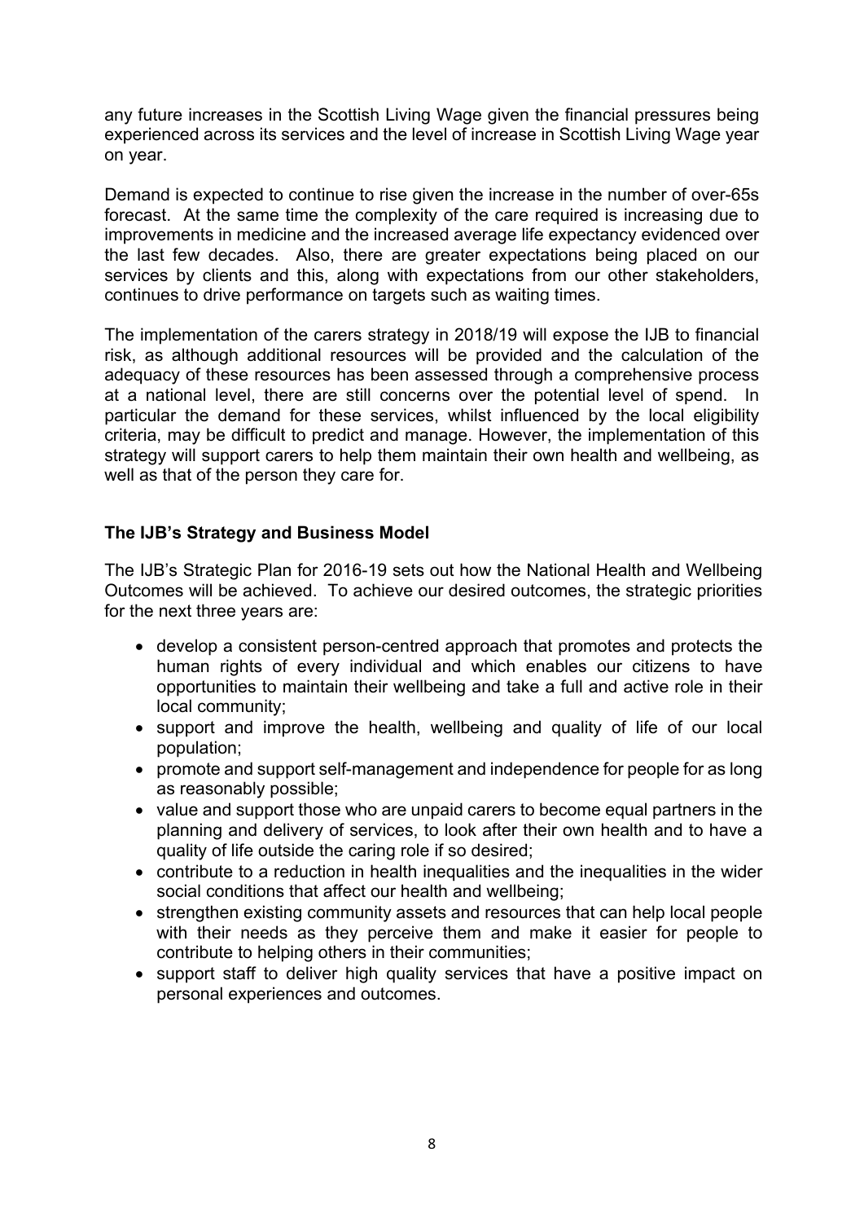any future increases in the Scottish Living Wage given the financial pressures being experienced across its services and the level of increase in Scottish Living Wage year on year.

Demand is expected to continue to rise given the increase in the number of over-65s forecast. At the same time the complexity of the care required is increasing due to improvements in medicine and the increased average life expectancy evidenced over the last few decades. Also, there are greater expectations being placed on our services by clients and this, along with expectations from our other stakeholders, continues to drive performance on targets such as waiting times.

The implementation of the carers strategy in 2018/19 will expose the IJB to financial risk, as although additional resources will be provided and the calculation of the adequacy of these resources has been assessed through a comprehensive process at a national level, there are still concerns over the potential level of spend. In particular the demand for these services, whilst influenced by the local eligibility criteria, may be difficult to predict and manage. However, the implementation of this strategy will support carers to help them maintain their own health and wellbeing, as well as that of the person they care for.

**The IJB's Strategy and Business Model**

The IJB's Strategic Plan for 2016-19 sets out how the National Health and Wellbeing Outcomes will be achieved. To achieve our desired outcomes, the strategic priorities for the next three years are:

- develop a consistent person-centred approach that promotes and protects the human rights of every individual and which enables our citizens to have opportunities to maintain their wellbeing and take a full and active role in their local community;
- support and improve the health, wellbeing and quality of life of our local population;
- promote and support self-management and independence for people for as long as reasonably possible;
- value and support those who are unpaid carers to become equal partners in the planning and delivery of services, to look after their own health and to have a quality of life outside the caring role if so desired;
- contribute to a reduction in health inequalities and the inequalities in the wider social conditions that affect our health and wellbeing;
- strengthen existing community assets and resources that can help local people with their needs as they perceive them and make it easier for people to contribute to helping others in their communities;
- support staff to deliver high quality services that have a positive impact on personal experiences and outcomes.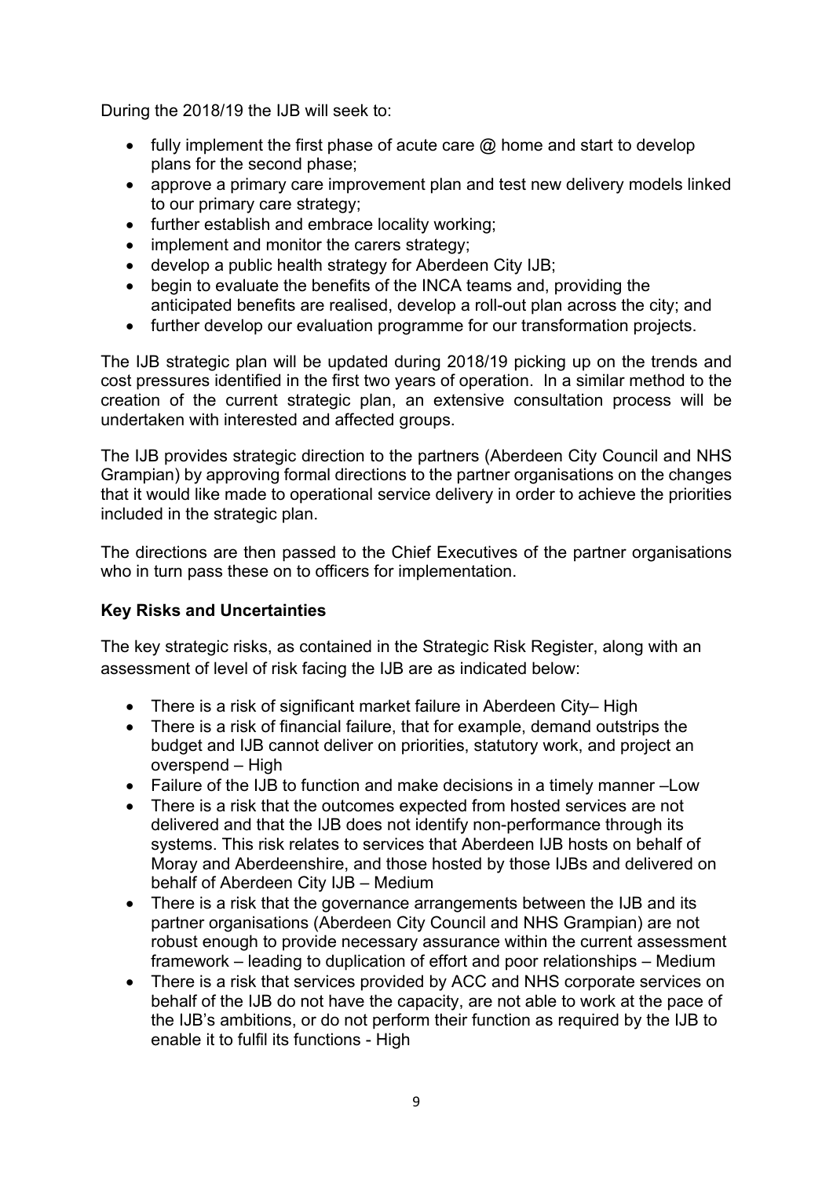During the 2018/19 the IJB will seek to:

- fully implement the first phase of acute care @ home and start to develop plans for the second phase;
- approve a primary care improvement plan and test new delivery models linked to our primary care strategy;
- further establish and embrace locality working;
- implement and monitor the carers strategy;
- develop a public health strategy for Aberdeen City IJB;
- begin to evaluate the benefits of the INCA teams and, providing the anticipated benefits are realised, develop a roll-out plan across the city; and
- further develop our evaluation programme for our transformation projects.

The IJB strategic plan will be updated during 2018/19 picking up on the trends and cost pressures identified in the first two years of operation. In a similar method to the creation of the current strategic plan, an extensive consultation process will be undertaken with interested and affected groups.

The IJB provides strategic direction to the partners (Aberdeen City Council and NHS Grampian) by approving formal directions to the partner organisations on the changes that it would like made to operational service delivery in order to achieve the priorities included in the strategic plan.

The directions are then passed to the Chief Executives of the partner organisations who in turn pass these on to officers for implementation.

**Key Risks and Uncertainties**

The key strategic risks, as contained in the Strategic Risk Register, along with an assessment of level of risk facing the IJB are as indicated below:

- There is a risk of significant market failure in Aberdeen City– High
- There is a risk of financial failure, that for example, demand outstrips the budget and IJB cannot deliver on priorities, statutory work, and project an overspend – High
- Failure of the IJB to function and make decisions in a timely manner –Low
- There is a risk that the outcomes expected from hosted services are not delivered and that the IJB does not identify non-performance through its systems. This risk relates to services that Aberdeen IJB hosts on behalf of Moray and Aberdeenshire, and those hosted by those IJBs and delivered on behalf of Aberdeen City IJB – Medium
- There is a risk that the governance arrangements between the IJB and its partner organisations (Aberdeen City Council and NHS Grampian) are not robust enough to provide necessary assurance within the current assessment framework – leading to duplication of effort and poor relationships – Medium
- There is a risk that services provided by ACC and NHS corporate services on behalf of the IJB do not have the capacity, are not able to work at the pace of the IJB's ambitions, or do not perform their function as required by the IJB to enable it to fulfil its functions - High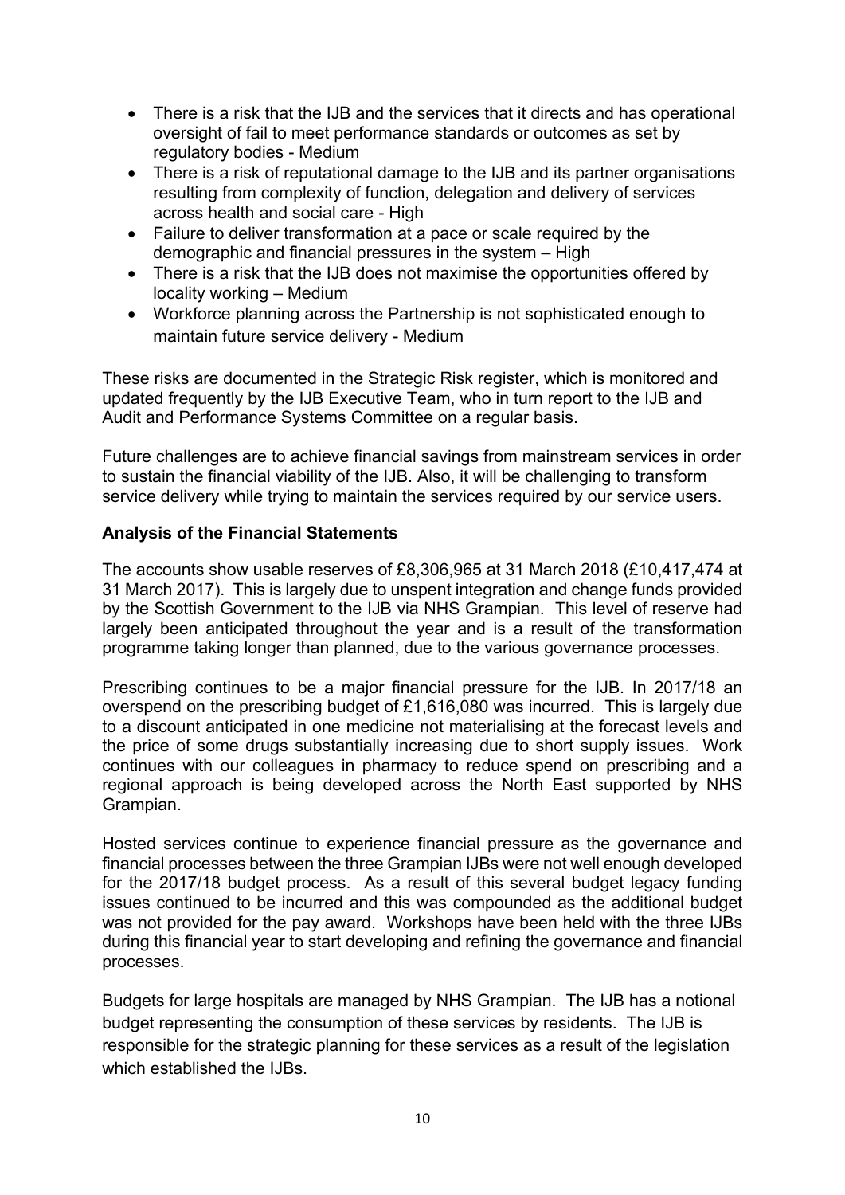- There is a risk that the IJB and the services that it directs and has operational oversight of fail to meet performance standards or outcomes as set by regulatory bodies - Medium
- There is a risk of reputational damage to the IJB and its partner organisations resulting from complexity of function, delegation and delivery of services across health and social care - High
- Failure to deliver transformation at a pace or scale required by the demographic and financial pressures in the system – High
- There is a risk that the IJB does not maximise the opportunities offered by locality working – Medium
- Workforce planning across the Partnership is not sophisticated enough to maintain future service delivery - Medium

These risks are documented in the Strategic Risk register, which is monitored and updated frequently by the IJB Executive Team, who in turn report to the IJB and Audit and Performance Systems Committee on a regular basis.

Future challenges are to achieve financial savings from mainstream services in order to sustain the financial viability of the IJB. Also, it will be challenging to transform service delivery while trying to maintain the services required by our service users.

**Analysis of the Financial Statements**

The accounts show usable reserves of £8,306,965 at 31 March 2018 (£10,417,474 at 31 March 2017). This is largely due to unspent integration and change funds provided by the Scottish Government to the IJB via NHS Grampian. This level of reserve had largely been anticipated throughout the year and is a result of the transformation programme taking longer than planned, due to the various governance processes.

Prescribing continues to be a major financial pressure for the IJB. In 2017/18 an overspend on the prescribing budget of £1,616,080 was incurred. This is largely due to a discount anticipated in one medicine not materialising at the forecast levels and the price of some drugs substantially increasing due to short supply issues. Work continues with our colleagues in pharmacy to reduce spend on prescribing and a regional approach is being developed across the North East supported by NHS Grampian.

Hosted services continue to experience financial pressure as the governance and financial processes between the three Grampian IJBs were not well enough developed for the 2017/18 budget process. As a result of this several budget legacy funding issues continued to be incurred and this was compounded as the additional budget was not provided for the pay award. Workshops have been held with the three IJBs during this financial year to start developing and refining the governance and financial processes.

Budgets for large hospitals are managed by NHS Grampian. The IJB has a notional budget representing the consumption of these services by residents. The IJB is responsible for the strategic planning for these services as a result of the legislation which established the IJBs.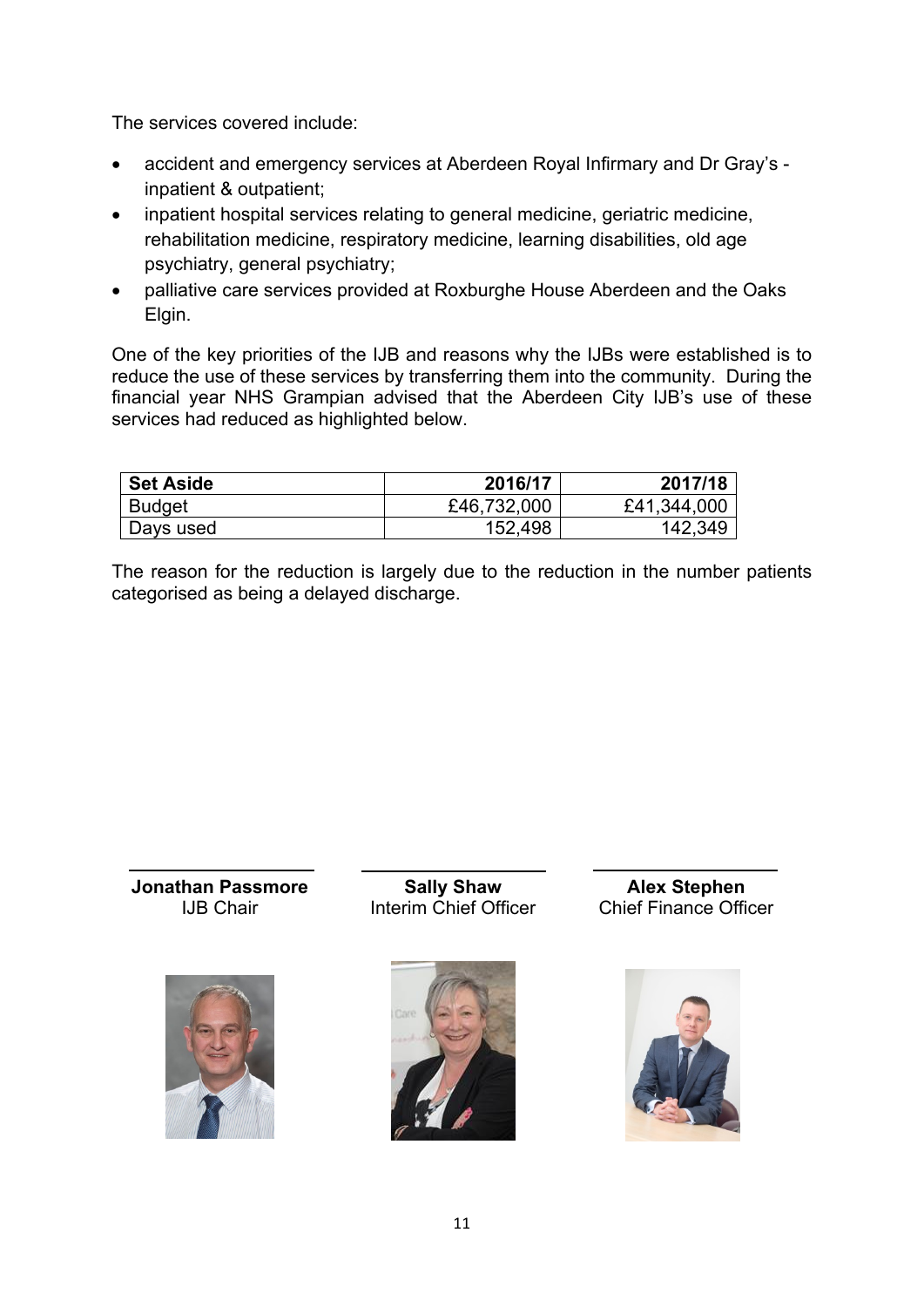The services covered include:

- accident and emergency services at Aberdeen Royal Infirmary and Dr Gray's - inpatient & outpatient;
- inpatient hospital services relating to general medicine, geriatric medicine, rehabilitation medicine, respiratory medicine, learning disabilities, old age psychiatry, general psychiatry;
- palliative care services provided at Roxburghe House Aberdeen and the Oaks Elgin.

One of the key priorities of the IJB and reasons why the IJBs were established is to reduce the use of these services by transferring them into the community. During the financial year NHS Grampian advised that the Aberdeen City IJB's use of these services had reduced as highlighted below.

| Set Aside | 2016/17 | 2017/18 |
|---|---:|---:|
| Budget | £46,732,000 | £41,344,000 |
| Days used | 152,498 | 142,349 |

The reason for the reduction is largely due to the reduction in the number patients categorised as being a delayed discharge.

**Jonathan Passmore**
IJB Chair

**Sally Shaw**
Interim Chief Officer

**Alex Stephen**
Chief Finance Officer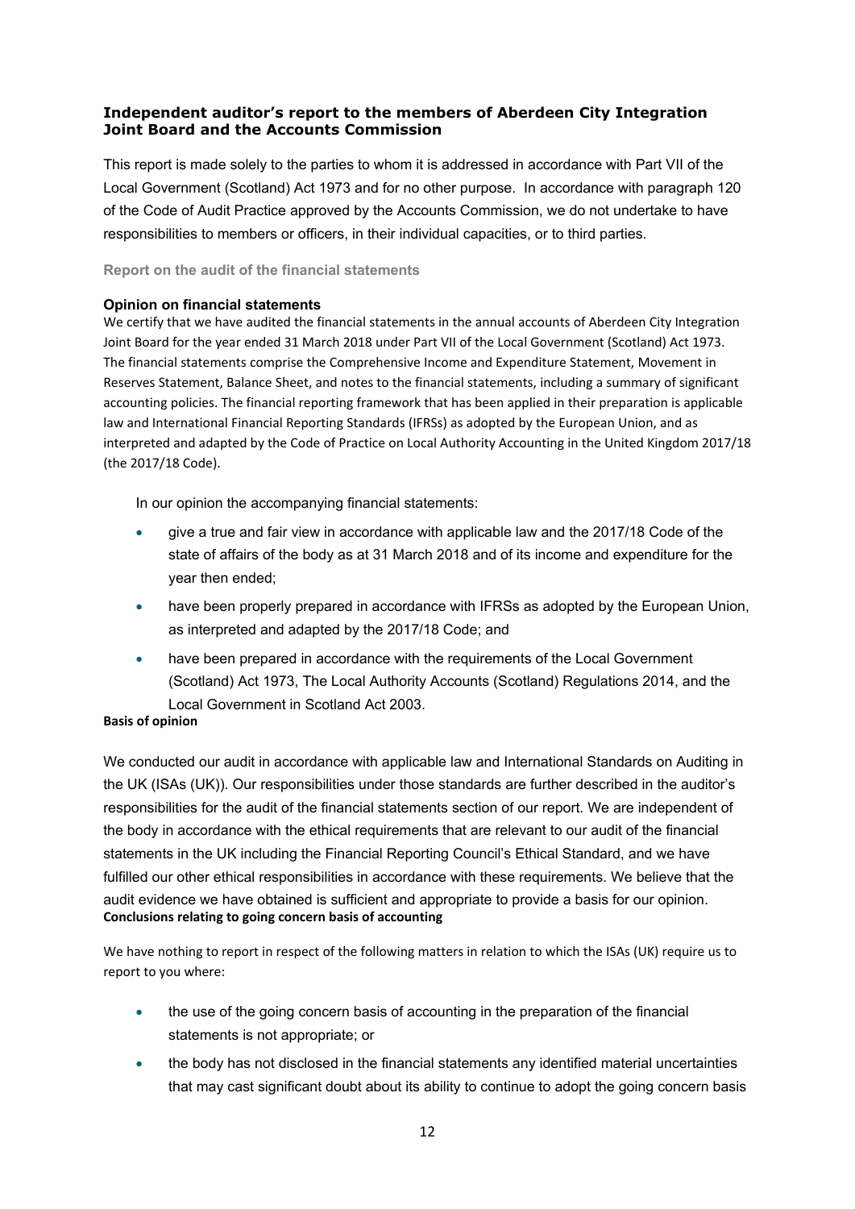## Independent auditor's report to the members of Aberdeen City Integration Joint Board and the Accounts Commission

This report is made solely to the parties to whom it is addressed in accordance with Part VII of the Local Government (Scotland) Act 1973 and for no other purpose. In accordance with paragraph 120 of the Code of Audit Practice approved by the Accounts Commission, we do not undertake to have responsibilities to members or officers, in their individual capacities, or to third parties.

### Report on the audit of the financial statements

#### Opinion on financial statements

We certify that we have audited the financial statements in the annual accounts of Aberdeen City Integration Joint Board for the year ended 31 March 2018 under Part VII of the Local Government (Scotland) Act 1973. The financial statements comprise the Comprehensive Income and Expenditure Statement, Movement in Reserves Statement, Balance Sheet, and notes to the financial statements, including a summary of significant accounting policies. The financial reporting framework that has been applied in their preparation is applicable law and International Financial Reporting Standards (IFRSs) as adopted by the European Union, and as interpreted and adapted by the Code of Practice on Local Authority Accounting in the United Kingdom 2017/18 (the 2017/18 Code).

In our opinion the accompanying financial statements:

- give a true and fair view in accordance with applicable law and the 2017/18 Code of the state of affairs of the body as at 31 March 2018 and of its income and expenditure for the year then ended;
- have been properly prepared in accordance with IFRSs as adopted by the European Union, as interpreted and adapted by the 2017/18 Code; and
- have been prepared in accordance with the requirements of the Local Government (Scotland) Act 1973, The Local Authority Accounts (Scotland) Regulations 2014, and the Local Government in Scotland Act 2003.

#### Basis of opinion

We conducted our audit in accordance with applicable law and International Standards on Auditing in the UK (ISAs (UK)). Our responsibilities under those standards are further described in the auditor's responsibilities for the audit of the financial statements section of our report. We are independent of the body in accordance with the ethical requirements that are relevant to our audit of the financial statements in the UK including the Financial Reporting Council's Ethical Standard, and we have fulfilled our other ethical responsibilities in accordance with these requirements. We believe that the audit evidence we have obtained is sufficient and appropriate to provide a basis for our opinion.

#### Conclusions relating to going concern basis of accounting

We have nothing to report in respect of the following matters in relation to which the ISAs (UK) require us to report to you where:

- the use of the going concern basis of accounting in the preparation of the financial statements is not appropriate; or
- the body has not disclosed in the financial statements any identified material uncertainties that may cast significant doubt about its ability to continue to adopt the going concern basis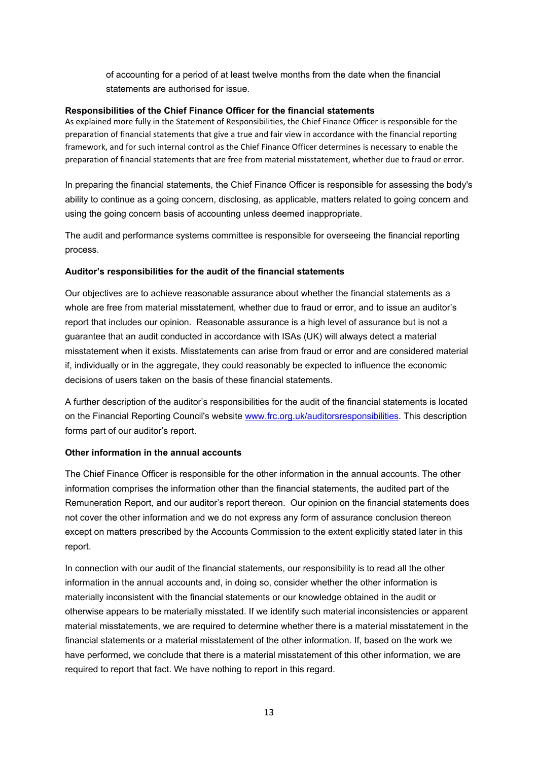of accounting for a period of at least twelve months from the date when the financial statements are authorised for issue.

**Responsibilities of the Chief Finance Officer for the financial statements**

As explained more fully in the Statement of Responsibilities, the Chief Finance Officer is responsible for the preparation of financial statements that give a true and fair view in accordance with the financial reporting framework, and for such internal control as the Chief Finance Officer determines is necessary to enable the preparation of financial statements that are free from material misstatement, whether due to fraud or error.

In preparing the financial statements, the Chief Finance Officer is responsible for assessing the body's ability to continue as a going concern, disclosing, as applicable, matters related to going concern and using the going concern basis of accounting unless deemed inappropriate.

The audit and performance systems committee is responsible for overseeing the financial reporting process.

**Auditor's responsibilities for the audit of the financial statements**

Our objectives are to achieve reasonable assurance about whether the financial statements as a whole are free from material misstatement, whether due to fraud or error, and to issue an auditor's report that includes our opinion. Reasonable assurance is a high level of assurance but is not a guarantee that an audit conducted in accordance with ISAs (UK) will always detect a material misstatement when it exists. Misstatements can arise from fraud or error and are considered material if, individually or in the aggregate, they could reasonably be expected to influence the economic decisions of users taken on the basis of these financial statements.

A further description of the auditor's responsibilities for the audit of the financial statements is located on the Financial Reporting Council's website www.frc.org.uk/auditorsresponsibilities. This description forms part of our auditor's report.

**Other information in the annual accounts**

The Chief Finance Officer is responsible for the other information in the annual accounts. The other information comprises the information other than the financial statements, the audited part of the Remuneration Report, and our auditor's report thereon. Our opinion on the financial statements does not cover the other information and we do not express any form of assurance conclusion thereon except on matters prescribed by the Accounts Commission to the extent explicitly stated later in this report.

In connection with our audit of the financial statements, our responsibility is to read all the other information in the annual accounts and, in doing so, consider whether the other information is materially inconsistent with the financial statements or our knowledge obtained in the audit or otherwise appears to be materially misstated. If we identify such material inconsistencies or apparent material misstatements, we are required to determine whether there is a material misstatement in the financial statements or a material misstatement of the other information. If, based on the work we have performed, we conclude that there is a material misstatement of this other information, we are required to report that fact. We have nothing to report in this regard.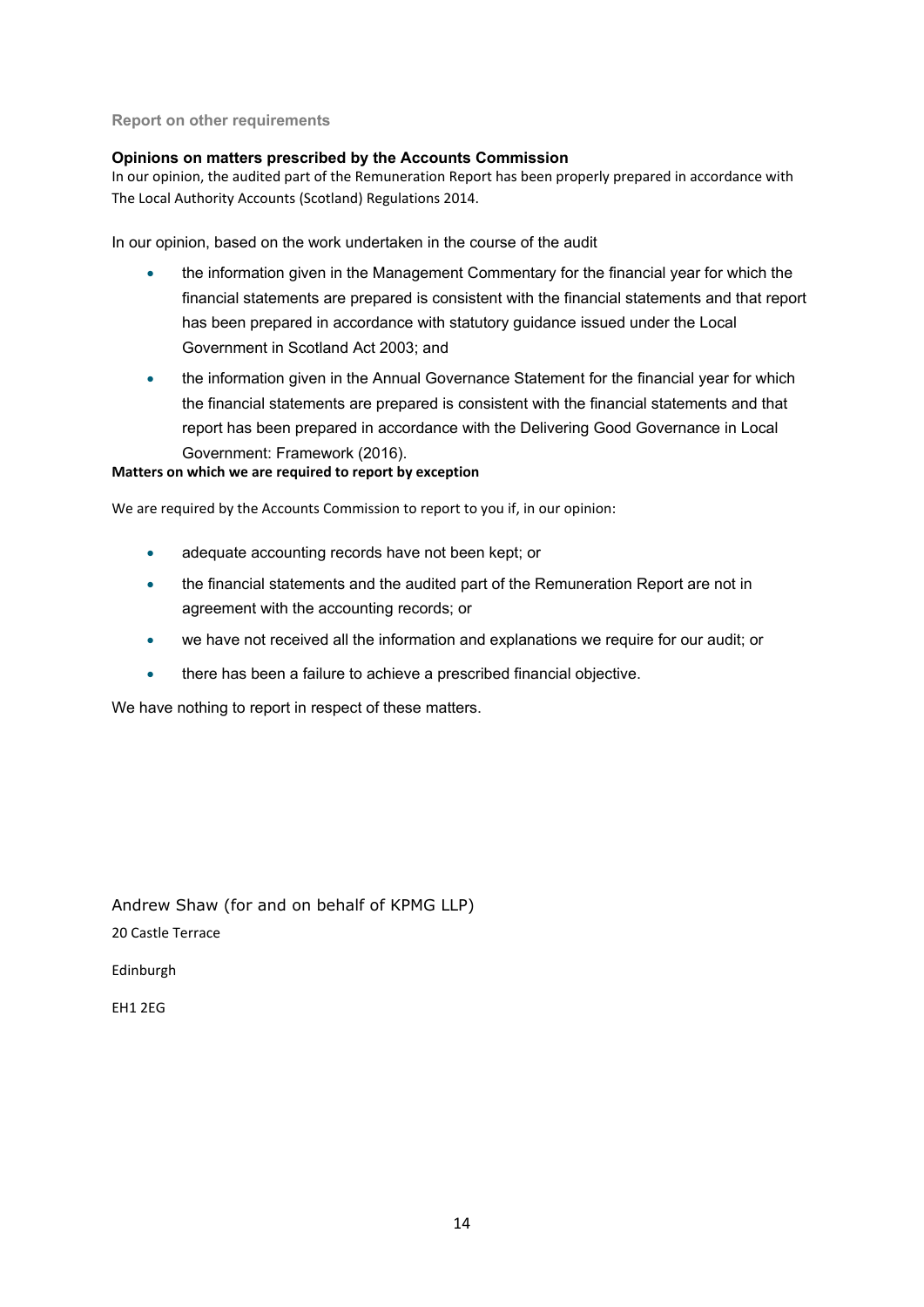## Report on other requirements

### Opinions on matters prescribed by the Accounts Commission

In our opinion, the audited part of the Remuneration Report has been properly prepared in accordance with The Local Authority Accounts (Scotland) Regulations 2014.

In our opinion, based on the work undertaken in the course of the audit

- the information given in the Management Commentary for the financial year for which the financial statements are prepared is consistent with the financial statements and that report has been prepared in accordance with statutory guidance issued under the Local Government in Scotland Act 2003; and
- the information given in the Annual Governance Statement for the financial year for which the financial statements are prepared is consistent with the financial statements and that report has been prepared in accordance with the Delivering Good Governance in Local Government: Framework (2016).

### Matters on which we are required to report by exception

We are required by the Accounts Commission to report to you if, in our opinion:

- adequate accounting records have not been kept; or
- the financial statements and the audited part of the Remuneration Report are not in agreement with the accounting records; or
- we have not received all the information and explanations we require for our audit; or
- there has been a failure to achieve a prescribed financial objective.

We have nothing to report in respect of these matters.

Andrew Shaw (for and on behalf of KPMG LLP)

20 Castle Terrace

Edinburgh

EH1 2EG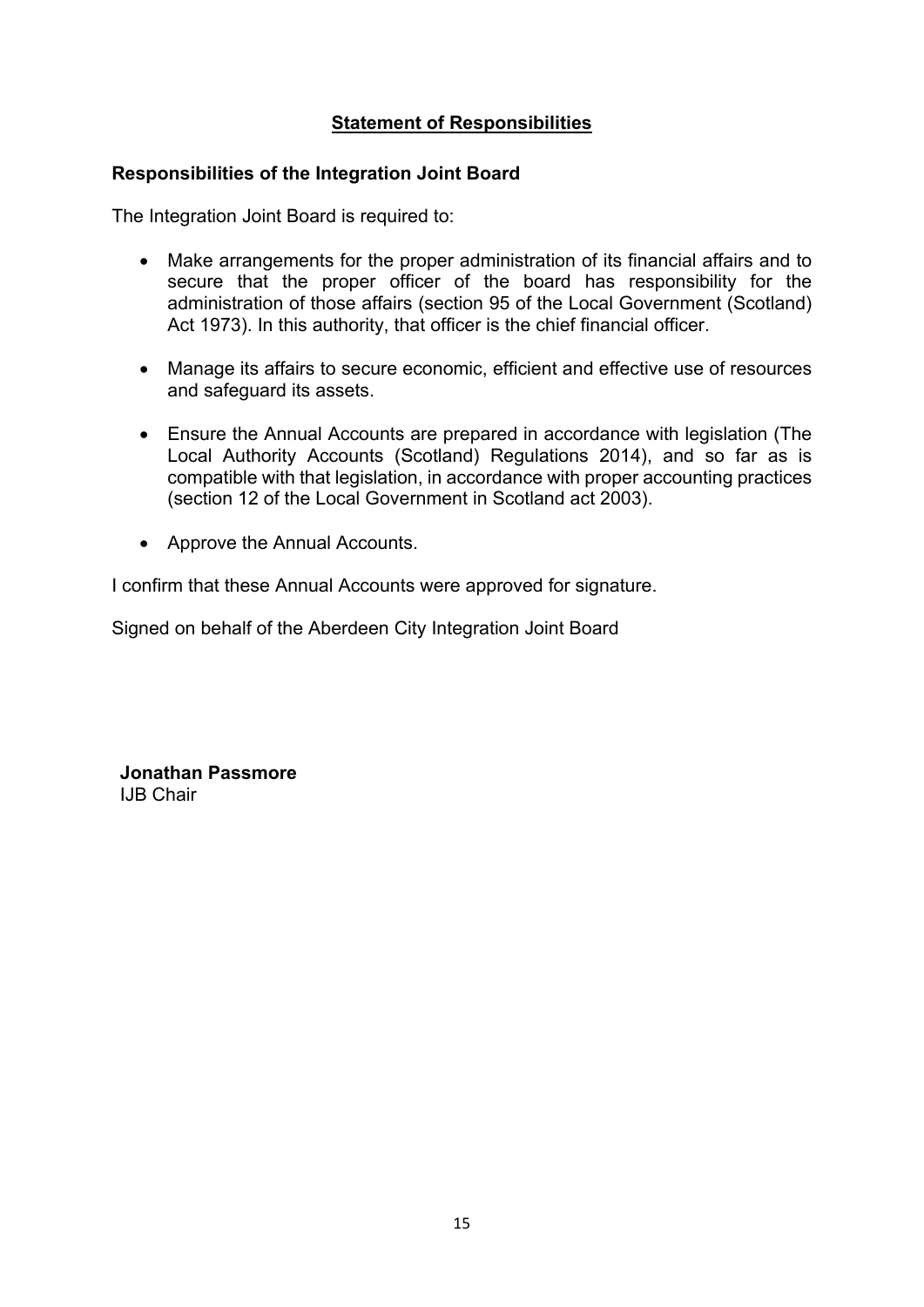# Statement of Responsibilities

## Responsibilities of the Integration Joint Board

The Integration Joint Board is required to:

- Make arrangements for the proper administration of its financial affairs and to secure that the proper officer of the board has responsibility for the administration of those affairs (section 95 of the Local Government (Scotland) Act 1973). In this authority, that officer is the chief financial officer.
- Manage its affairs to secure economic, efficient and effective use of resources and safeguard its assets.
- Ensure the Annual Accounts are prepared in accordance with legislation (The Local Authority Accounts (Scotland) Regulations 2014), and so far as is compatible with that legislation, in accordance with proper accounting practices (section 12 of the Local Government in Scotland act 2003).
- Approve the Annual Accounts.

I confirm that these Annual Accounts were approved for signature.

Signed on behalf of the Aberdeen City Integration Joint Board

**Jonathan Passmore**
IJB Chair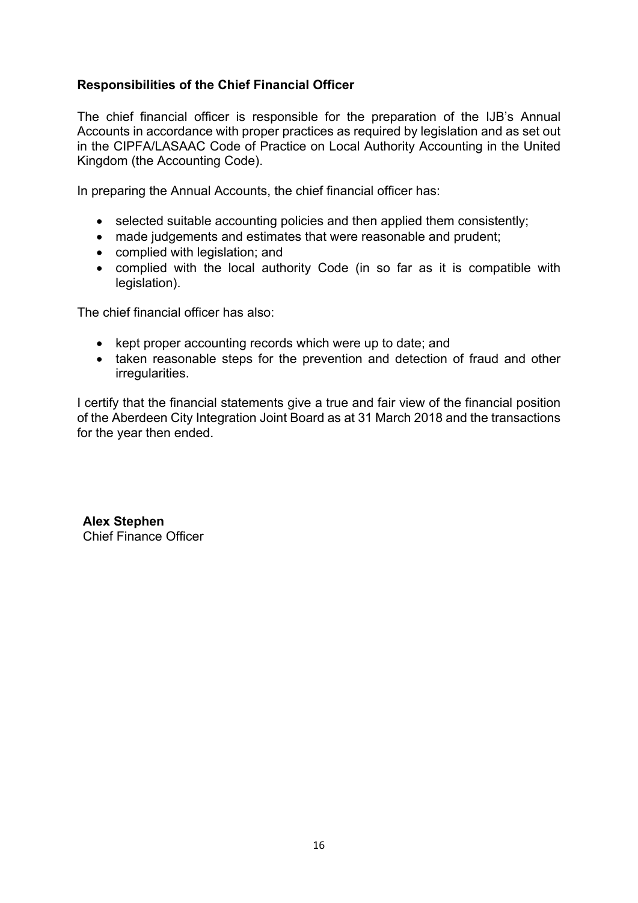**Responsibilities of the Chief Financial Officer**

The chief financial officer is responsible for the preparation of the IJB's Annual Accounts in accordance with proper practices as required by legislation and as set out in the CIPFA/LASAAC Code of Practice on Local Authority Accounting in the United Kingdom (the Accounting Code).

In preparing the Annual Accounts, the chief financial officer has:

- selected suitable accounting policies and then applied them consistently;
- made judgements and estimates that were reasonable and prudent;
- complied with legislation; and
- complied with the local authority Code (in so far as it is compatible with legislation).

The chief financial officer has also:

- kept proper accounting records which were up to date; and
- taken reasonable steps for the prevention and detection of fraud and other irregularities.

I certify that the financial statements give a true and fair view of the financial position of the Aberdeen City Integration Joint Board as at 31 March 2018 and the transactions for the year then ended.

**Alex Stephen**
Chief Finance Officer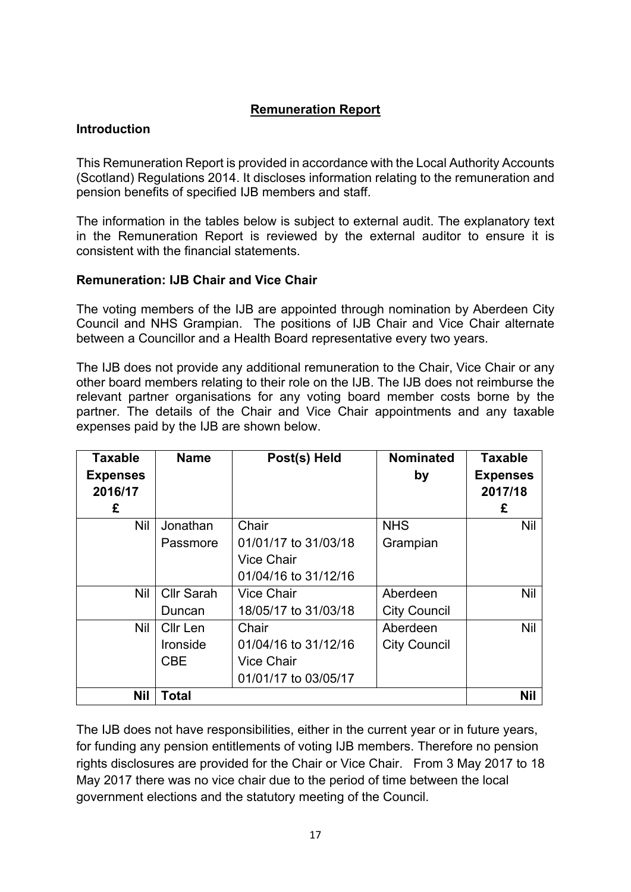## Remuneration Report

### Introduction

This Remuneration Report is provided in accordance with the Local Authority Accounts (Scotland) Regulations 2014. It discloses information relating to the remuneration and pension benefits of specified IJB members and staff.

The information in the tables below is subject to external audit. The explanatory text in the Remuneration Report is reviewed by the external auditor to ensure it is consistent with the financial statements.

### Remuneration: IJB Chair and Vice Chair

The voting members of the IJB are appointed through nomination by Aberdeen City Council and NHS Grampian. The positions of IJB Chair and Vice Chair alternate between a Councillor and a Health Board representative every two years.

The IJB does not provide any additional remuneration to the Chair, Vice Chair or any other board members relating to their role on the IJB. The IJB does not reimburse the relevant partner organisations for any voting board member costs borne by the partner. The details of the Chair and Vice Chair appointments and any taxable expenses paid by the IJB are shown below.

| Taxable Expenses 2016/17 £ | Name | Post(s) Held | Nominated by | Taxable Expenses 2017/18 £ |
|---|---|---|---|---|
| Nil | Jonathan Passmore | Chair 01/01/17 to 31/03/18 Vice Chair 01/04/16 to 31/12/16 | NHS Grampian | Nil |
| Nil | Cllr Sarah Duncan | Vice Chair 18/05/17 to 31/03/18 | Aberdeen City Council | Nil |
| Nil | Cllr Len Ironside CBE | Chair 01/04/16 to 31/12/16 Vice Chair 01/01/17 to 03/05/17 | Aberdeen City Council | Nil |
| **Nil** | **Total** | | | **Nil** |

The IJB does not have responsibilities, either in the current year or in future years, for funding any pension entitlements of voting IJB members. Therefore no pension rights disclosures are provided for the Chair or Vice Chair. From 3 May 2017 to 18 May 2017 there was no vice chair due to the period of time between the local government elections and the statutory meeting of the Council.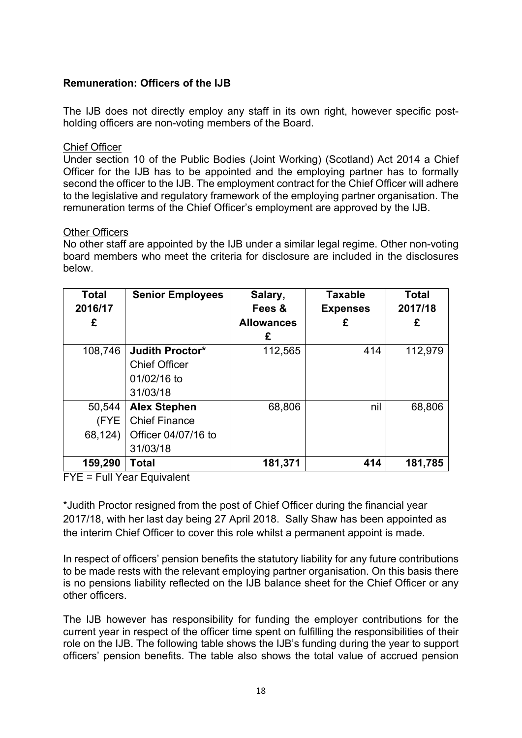**Remuneration: Officers of the IJB**

The IJB does not directly employ any staff in its own right, however specific post-holding officers are non-voting members of the Board.

Chief Officer

Under section 10 of the Public Bodies (Joint Working) (Scotland) Act 2014 a Chief Officer for the IJB has to be appointed and the employing partner has to formally second the officer to the IJB. The employment contract for the Chief Officer will adhere to the legislative and regulatory framework of the employing partner organisation. The remuneration terms of the Chief Officer's employment are approved by the IJB.

Other Officers

No other staff are appointed by the IJB under a similar legal regime. Other non-voting board members who meet the criteria for disclosure are included in the disclosures below.

| Total 2016/17 £ | Senior Employees | Salary, Fees & Allowances £ | Taxable Expenses £ | Total 2017/18 £ |
|---|---|---|---|---|
| 108,746 | **Judith Proctor*** Chief Officer 01/02/16 to 31/03/18 | 112,565 | 414 | 112,979 |
| 50,544 (FYE 68,124) | **Alex Stephen** Chief Finance Officer 04/07/16 to 31/03/18 | 68,806 | nil | 68,806 |
| **159,290** | **Total** | **181,371** | **414** | **181,785** |

FYE = Full Year Equivalent

*Judith Proctor resigned from the post of Chief Officer during the financial year 2017/18, with her last day being 27 April 2018. Sally Shaw has been appointed as the interim Chief Officer to cover this role whilst a permanent appoint is made.

In respect of officers' pension benefits the statutory liability for any future contributions to be made rests with the relevant employing partner organisation. On this basis there is no pensions liability reflected on the IJB balance sheet for the Chief Officer or any other officers.

The IJB however has responsibility for funding the employer contributions for the current year in respect of the officer time spent on fulfilling the responsibilities of their role on the IJB. The following table shows the IJB's funding during the year to support officers' pension benefits. The table also shows the total value of accrued pension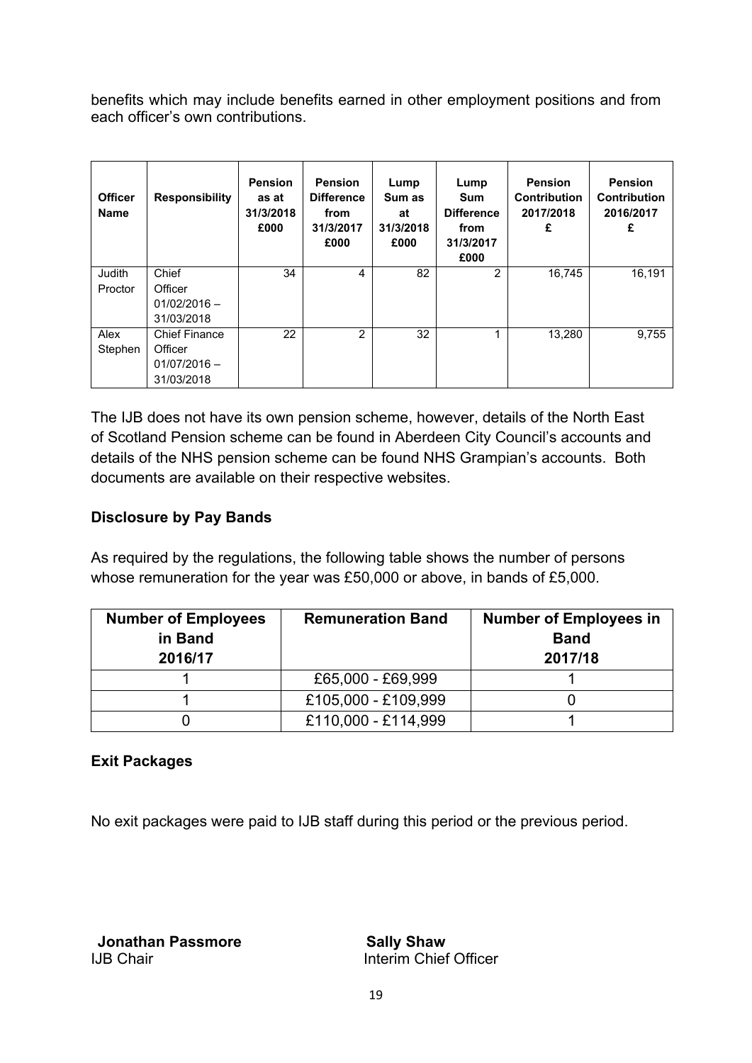benefits which may include benefits earned in other employment positions and from each officer's own contributions.

| Officer Name | Responsibility | Pension as at 31/3/2018 £000 | Pension Difference from 31/3/2017 £000 | Lump Sum as at 31/3/2018 £000 | Lump Sum Difference from 31/3/2017 £000 | Pension Contribution 2017/2018 £ | Pension Contribution 2016/2017 £ |
|---|---|---|---|---|---|---|---|
| Judith Proctor | Chief Officer 01/02/2016 – 31/03/2018 | 34 | 4 | 82 | 2 | 16,745 | 16,191 |
| Alex Stephen | Chief Finance Officer 01/07/2016 – 31/03/2018 | 22 | 2 | 32 | 1 | 13,280 | 9,755 |

The IJB does not have its own pension scheme, however, details of the North East of Scotland Pension scheme can be found in Aberdeen City Council's accounts and details of the NHS pension scheme can be found NHS Grampian's accounts. Both documents are available on their respective websites.

**Disclosure by Pay Bands**

As required by the regulations, the following table shows the number of persons whose remuneration for the year was £50,000 or above, in bands of £5,000.

| Number of Employees in Band 2016/17 | Remuneration Band | Number of Employees in Band 2017/18 |
|---|---|---|
| 1 | £65,000 - £69,999 | 1 |
| 1 | £105,000 - £109,999 | 0 |
| 0 | £110,000 - £114,999 | 1 |

**Exit Packages**

No exit packages were paid to IJB staff during this period or the previous period.

**Jonathan Passmore**
IJB Chair

**Sally Shaw**
Interim Chief Officer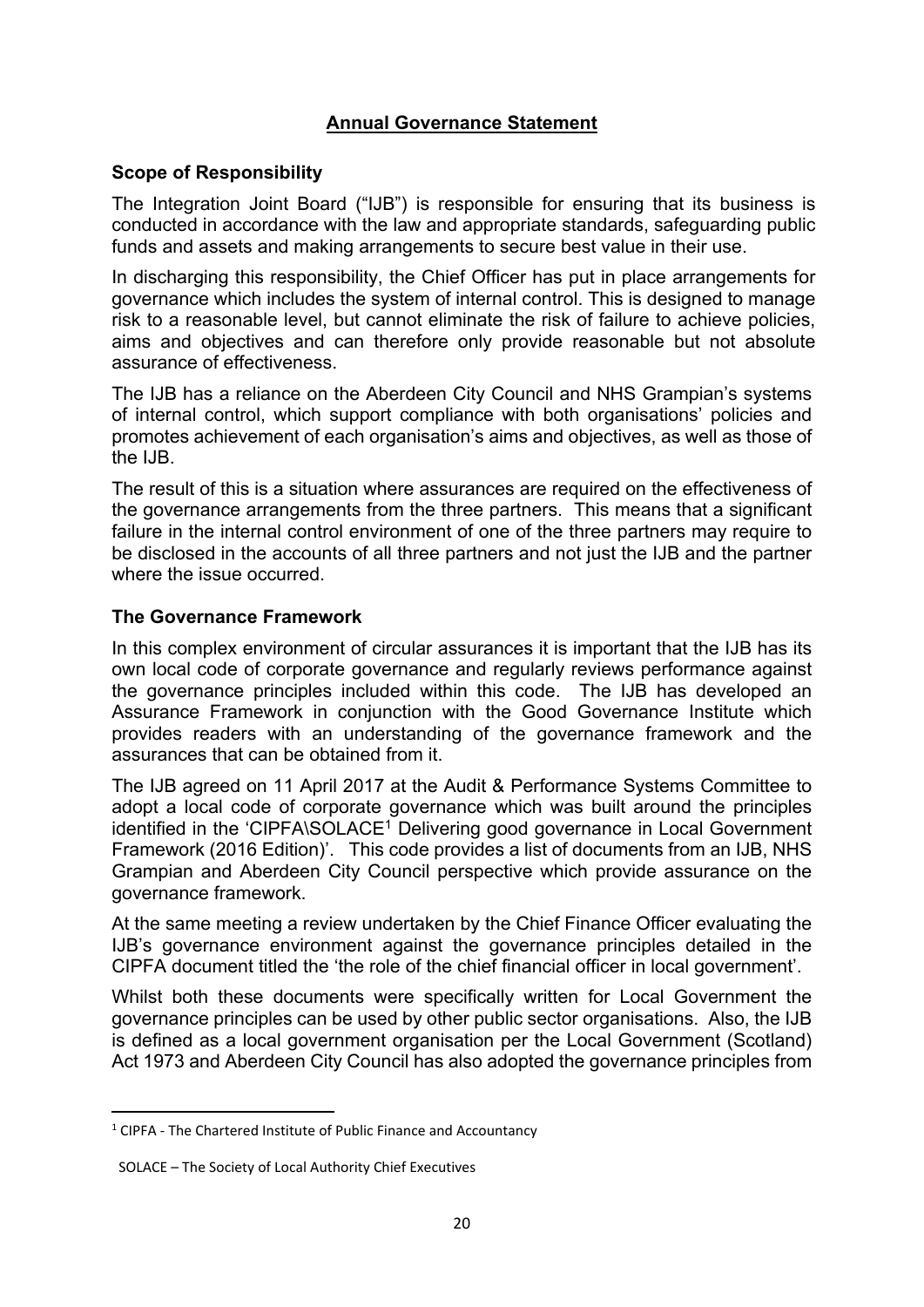## Annual Governance Statement

### Scope of Responsibility

The Integration Joint Board ("IJB") is responsible for ensuring that its business is conducted in accordance with the law and appropriate standards, safeguarding public funds and assets and making arrangements to secure best value in their use.

In discharging this responsibility, the Chief Officer has put in place arrangements for governance which includes the system of internal control. This is designed to manage risk to a reasonable level, but cannot eliminate the risk of failure to achieve policies, aims and objectives and can therefore only provide reasonable but not absolute assurance of effectiveness.

The IJB has a reliance on the Aberdeen City Council and NHS Grampian's systems of internal control, which support compliance with both organisations' policies and promotes achievement of each organisation's aims and objectives, as well as those of the IJB.

The result of this is a situation where assurances are required on the effectiveness of the governance arrangements from the three partners. This means that a significant failure in the internal control environment of one of the three partners may require to be disclosed in the accounts of all three partners and not just the IJB and the partner where the issue occurred.

### The Governance Framework

In this complex environment of circular assurances it is important that the IJB has its own local code of corporate governance and regularly reviews performance against the governance principles included within this code. The IJB has developed an Assurance Framework in conjunction with the Good Governance Institute which provides readers with an understanding of the governance framework and the assurances that can be obtained from it.

The IJB agreed on 11 April 2017 at the Audit & Performance Systems Committee to adopt a local code of corporate governance which was built around the principles identified in the 'CIPFA\SOLACE[1] Delivering good governance in Local Government Framework (2016 Edition)'. This code provides a list of documents from an IJB, NHS Grampian and Aberdeen City Council perspective which provide assurance on the governance framework.

At the same meeting a review undertaken by the Chief Finance Officer evaluating the IJB's governance environment against the governance principles detailed in the CIPFA document titled the 'the role of the chief financial officer in local government'.

Whilst both these documents were specifically written for Local Government the governance principles can be used by other public sector organisations. Also, the IJB is defined as a local government organisation per the Local Government (Scotland) Act 1973 and Aberdeen City Council has also adopted the governance principles from

---

[1] CIPFA - The Chartered Institute of Public Finance and Accountancy

SOLACE – The Society of Local Authority Chief Executives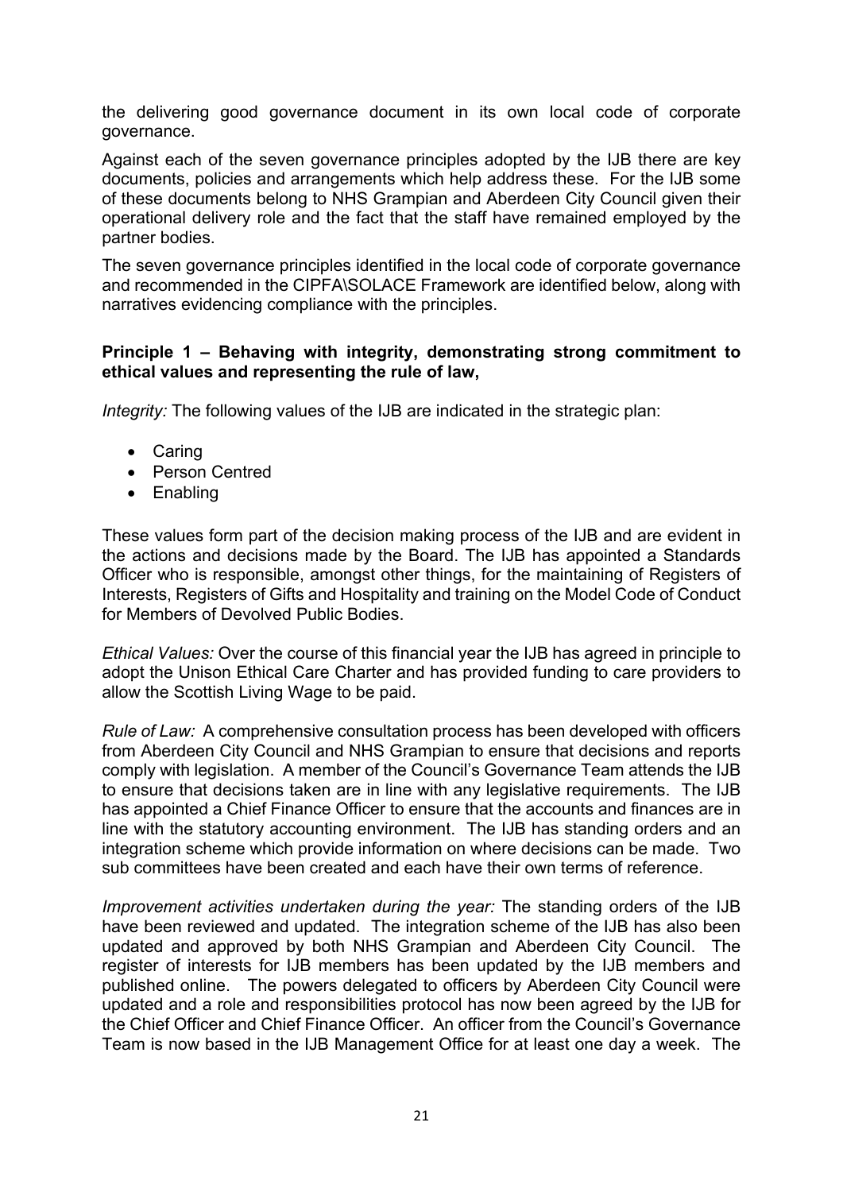the delivering good governance document in its own local code of corporate governance.

Against each of the seven governance principles adopted by the IJB there are key documents, policies and arrangements which help address these. For the IJB some of these documents belong to NHS Grampian and Aberdeen City Council given their operational delivery role and the fact that the staff have remained employed by the partner bodies.

The seven governance principles identified in the local code of corporate governance and recommended in the CIPFA\SOLACE Framework are identified below, along with narratives evidencing compliance with the principles.

**Principle 1 – Behaving with integrity, demonstrating strong commitment to ethical values and representing the rule of law,**

*Integrity:* The following values of the IJB are indicated in the strategic plan:

- Caring
- Person Centred
- Enabling

These values form part of the decision making process of the IJB and are evident in the actions and decisions made by the Board. The IJB has appointed a Standards Officer who is responsible, amongst other things, for the maintaining of Registers of Interests, Registers of Gifts and Hospitality and training on the Model Code of Conduct for Members of Devolved Public Bodies.

*Ethical Values:* Over the course of this financial year the IJB has agreed in principle to adopt the Unison Ethical Care Charter and has provided funding to care providers to allow the Scottish Living Wage to be paid.

*Rule of Law:* A comprehensive consultation process has been developed with officers from Aberdeen City Council and NHS Grampian to ensure that decisions and reports comply with legislation. A member of the Council's Governance Team attends the IJB to ensure that decisions taken are in line with any legislative requirements. The IJB has appointed a Chief Finance Officer to ensure that the accounts and finances are in line with the statutory accounting environment. The IJB has standing orders and an integration scheme which provide information on where decisions can be made. Two sub committees have been created and each have their own terms of reference.

*Improvement activities undertaken during the year:* The standing orders of the IJB have been reviewed and updated. The integration scheme of the IJB has also been updated and approved by both NHS Grampian and Aberdeen City Council. The register of interests for IJB members has been updated by the IJB members and published online. The powers delegated to officers by Aberdeen City Council were updated and a role and responsibilities protocol has now been agreed by the IJB for the Chief Officer and Chief Finance Officer. An officer from the Council's Governance Team is now based in the IJB Management Office for at least one day a week. The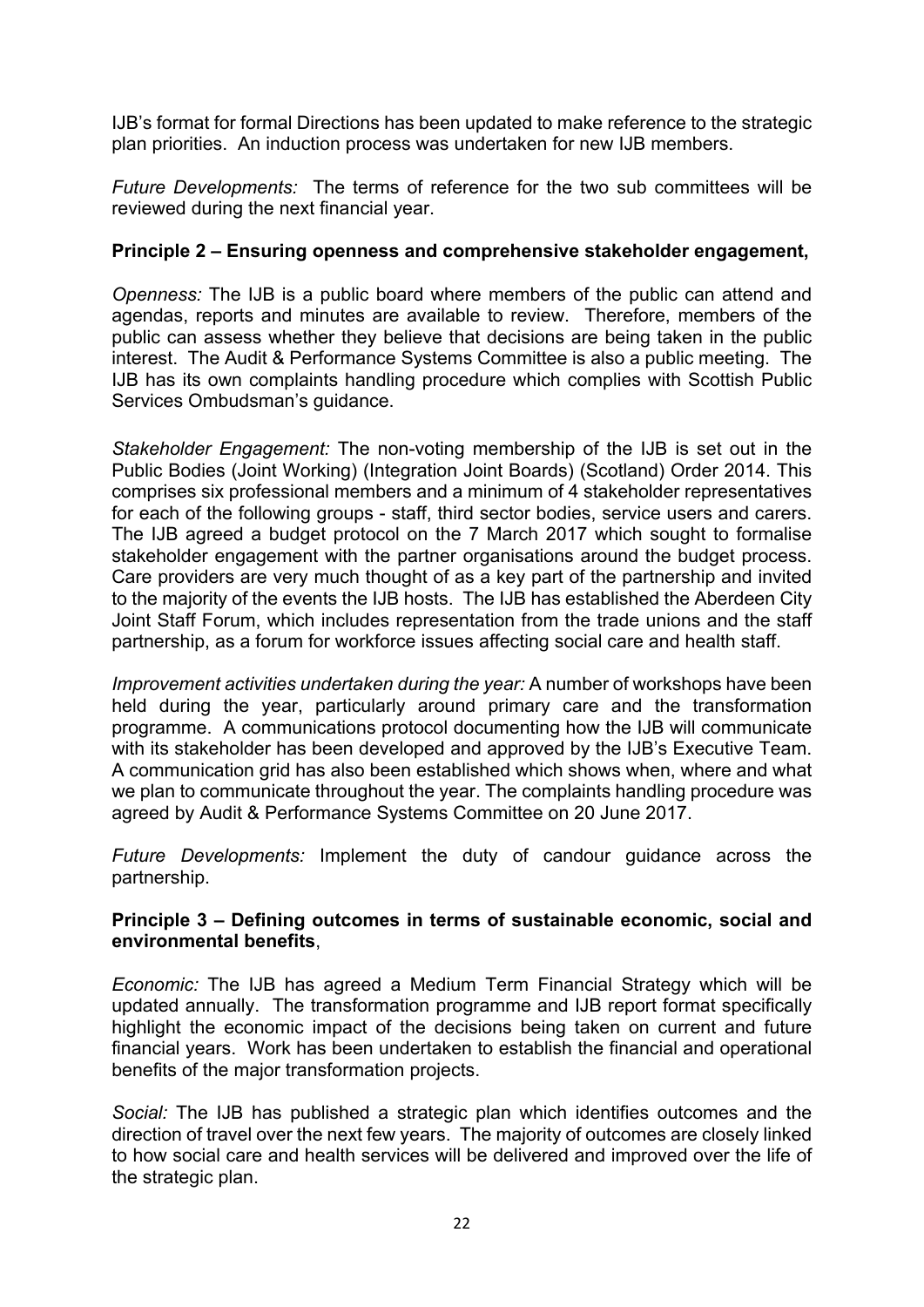IJB's format for formal Directions has been updated to make reference to the strategic plan priorities. An induction process was undertaken for new IJB members.

*Future Developments:* The terms of reference for the two sub committees will be reviewed during the next financial year.

**Principle 2 – Ensuring openness and comprehensive stakeholder engagement,**

*Openness:* The IJB is a public board where members of the public can attend and agendas, reports and minutes are available to review. Therefore, members of the public can assess whether they believe that decisions are being taken in the public interest. The Audit & Performance Systems Committee is also a public meeting. The IJB has its own complaints handling procedure which complies with Scottish Public Services Ombudsman's guidance.

*Stakeholder Engagement:* The non-voting membership of the IJB is set out in the Public Bodies (Joint Working) (Integration Joint Boards) (Scotland) Order 2014. This comprises six professional members and a minimum of 4 stakeholder representatives for each of the following groups - staff, third sector bodies, service users and carers. The IJB agreed a budget protocol on the 7 March 2017 which sought to formalise stakeholder engagement with the partner organisations around the budget process. Care providers are very much thought of as a key part of the partnership and invited to the majority of the events the IJB hosts. The IJB has established the Aberdeen City Joint Staff Forum, which includes representation from the trade unions and the staff partnership, as a forum for workforce issues affecting social care and health staff.

*Improvement activities undertaken during the year:* A number of workshops have been held during the year, particularly around primary care and the transformation programme. A communications protocol documenting how the IJB will communicate with its stakeholder has been developed and approved by the IJB's Executive Team. A communication grid has also been established which shows when, where and what we plan to communicate throughout the year. The complaints handling procedure was agreed by Audit & Performance Systems Committee on 20 June 2017.

*Future Developments:* Implement the duty of candour guidance across the partnership.

**Principle 3 – Defining outcomes in terms of sustainable economic, social and environmental benefits**,

*Economic:* The IJB has agreed a Medium Term Financial Strategy which will be updated annually. The transformation programme and IJB report format specifically highlight the economic impact of the decisions being taken on current and future financial years. Work has been undertaken to establish the financial and operational benefits of the major transformation projects.

*Social:* The IJB has published a strategic plan which identifies outcomes and the direction of travel over the next few years. The majority of outcomes are closely linked to how social care and health services will be delivered and improved over the life of the strategic plan.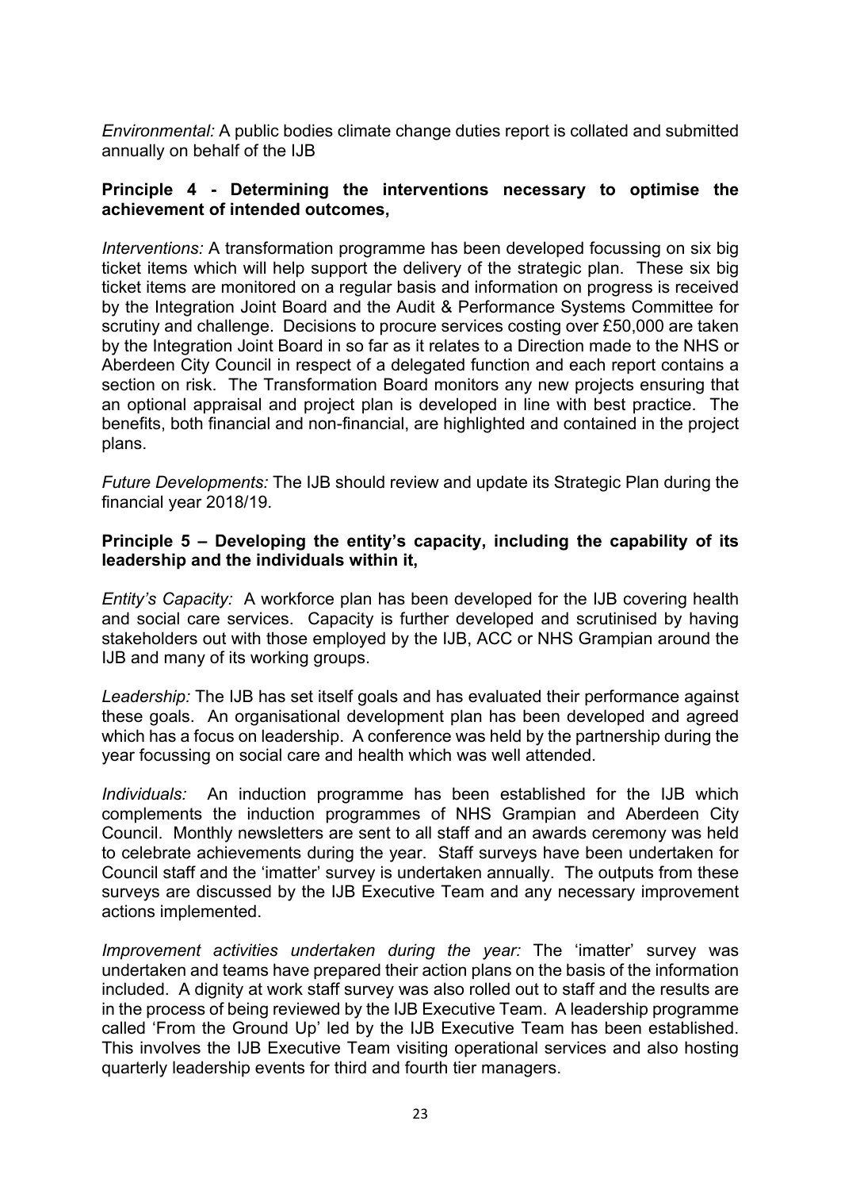*Environmental:* A public bodies climate change duties report is collated and submitted annually on behalf of the IJB

**Principle 4 - Determining the interventions necessary to optimise the achievement of intended outcomes,**

*Interventions:* A transformation programme has been developed focussing on six big ticket items which will help support the delivery of the strategic plan. These six big ticket items are monitored on a regular basis and information on progress is received by the Integration Joint Board and the Audit & Performance Systems Committee for scrutiny and challenge. Decisions to procure services costing over £50,000 are taken by the Integration Joint Board in so far as it relates to a Direction made to the NHS or Aberdeen City Council in respect of a delegated function and each report contains a section on risk. The Transformation Board monitors any new projects ensuring that an optional appraisal and project plan is developed in line with best practice. The benefits, both financial and non-financial, are highlighted and contained in the project plans.

*Future Developments:* The IJB should review and update its Strategic Plan during the financial year 2018/19.

**Principle 5 – Developing the entity's capacity, including the capability of its leadership and the individuals within it,**

*Entity's Capacity:* A workforce plan has been developed for the IJB covering health and social care services. Capacity is further developed and scrutinised by having stakeholders out with those employed by the IJB, ACC or NHS Grampian around the IJB and many of its working groups.

*Leadership:* The IJB has set itself goals and has evaluated their performance against these goals. An organisational development plan has been developed and agreed which has a focus on leadership. A conference was held by the partnership during the year focussing on social care and health which was well attended.

*Individuals:* An induction programme has been established for the IJB which complements the induction programmes of NHS Grampian and Aberdeen City Council. Monthly newsletters are sent to all staff and an awards ceremony was held to celebrate achievements during the year. Staff surveys have been undertaken for Council staff and the 'imatter' survey is undertaken annually. The outputs from these surveys are discussed by the IJB Executive Team and any necessary improvement actions implemented.

*Improvement activities undertaken during the year:* The 'imatter' survey was undertaken and teams have prepared their action plans on the basis of the information included. A dignity at work staff survey was also rolled out to staff and the results are in the process of being reviewed by the IJB Executive Team. A leadership programme called 'From the Ground Up' led by the IJB Executive Team has been established. This involves the IJB Executive Team visiting operational services and also hosting quarterly leadership events for third and fourth tier managers.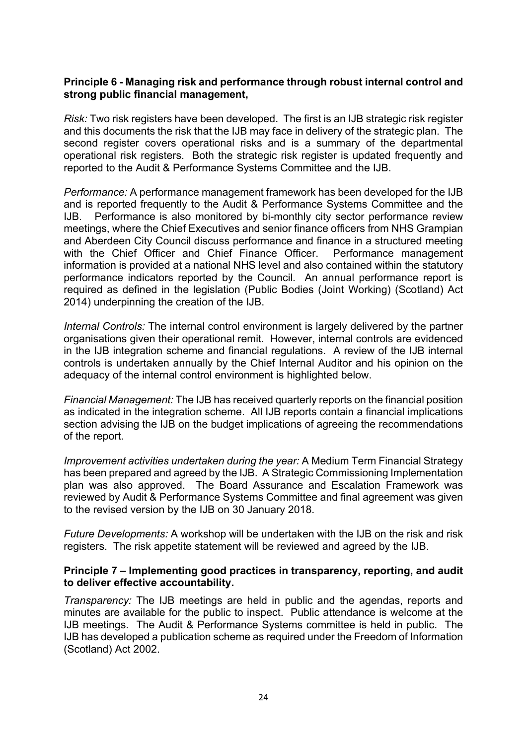**Principle 6 - Managing risk and performance through robust internal control and strong public financial management,**

*Risk:* Two risk registers have been developed. The first is an IJB strategic risk register and this documents the risk that the IJB may face in delivery of the strategic plan. The second register covers operational risks and is a summary of the departmental operational risk registers. Both the strategic risk register is updated frequently and reported to the Audit & Performance Systems Committee and the IJB.

*Performance:* A performance management framework has been developed for the IJB and is reported frequently to the Audit & Performance Systems Committee and the IJB. Performance is also monitored by bi-monthly city sector performance review meetings, where the Chief Executives and senior finance officers from NHS Grampian and Aberdeen City Council discuss performance and finance in a structured meeting with the Chief Officer and Chief Finance Officer. Performance management information is provided at a national NHS level and also contained within the statutory performance indicators reported by the Council. An annual performance report is required as defined in the legislation (Public Bodies (Joint Working) (Scotland) Act 2014) underpinning the creation of the IJB.

*Internal Controls:* The internal control environment is largely delivered by the partner organisations given their operational remit. However, internal controls are evidenced in the IJB integration scheme and financial regulations. A review of the IJB internal controls is undertaken annually by the Chief Internal Auditor and his opinion on the adequacy of the internal control environment is highlighted below.

*Financial Management:* The IJB has received quarterly reports on the financial position as indicated in the integration scheme. All IJB reports contain a financial implications section advising the IJB on the budget implications of agreeing the recommendations of the report.

*Improvement activities undertaken during the year:* A Medium Term Financial Strategy has been prepared and agreed by the IJB. A Strategic Commissioning Implementation plan was also approved. The Board Assurance and Escalation Framework was reviewed by Audit & Performance Systems Committee and final agreement was given to the revised version by the IJB on 30 January 2018.

*Future Developments:* A workshop will be undertaken with the IJB on the risk and risk registers. The risk appetite statement will be reviewed and agreed by the IJB.

**Principle 7 – Implementing good practices in transparency, reporting, and audit to deliver effective accountability.**

*Transparency:* The IJB meetings are held in public and the agendas, reports and minutes are available for the public to inspect. Public attendance is welcome at the IJB meetings. The Audit & Performance Systems committee is held in public. The IJB has developed a publication scheme as required under the Freedom of Information (Scotland) Act 2002.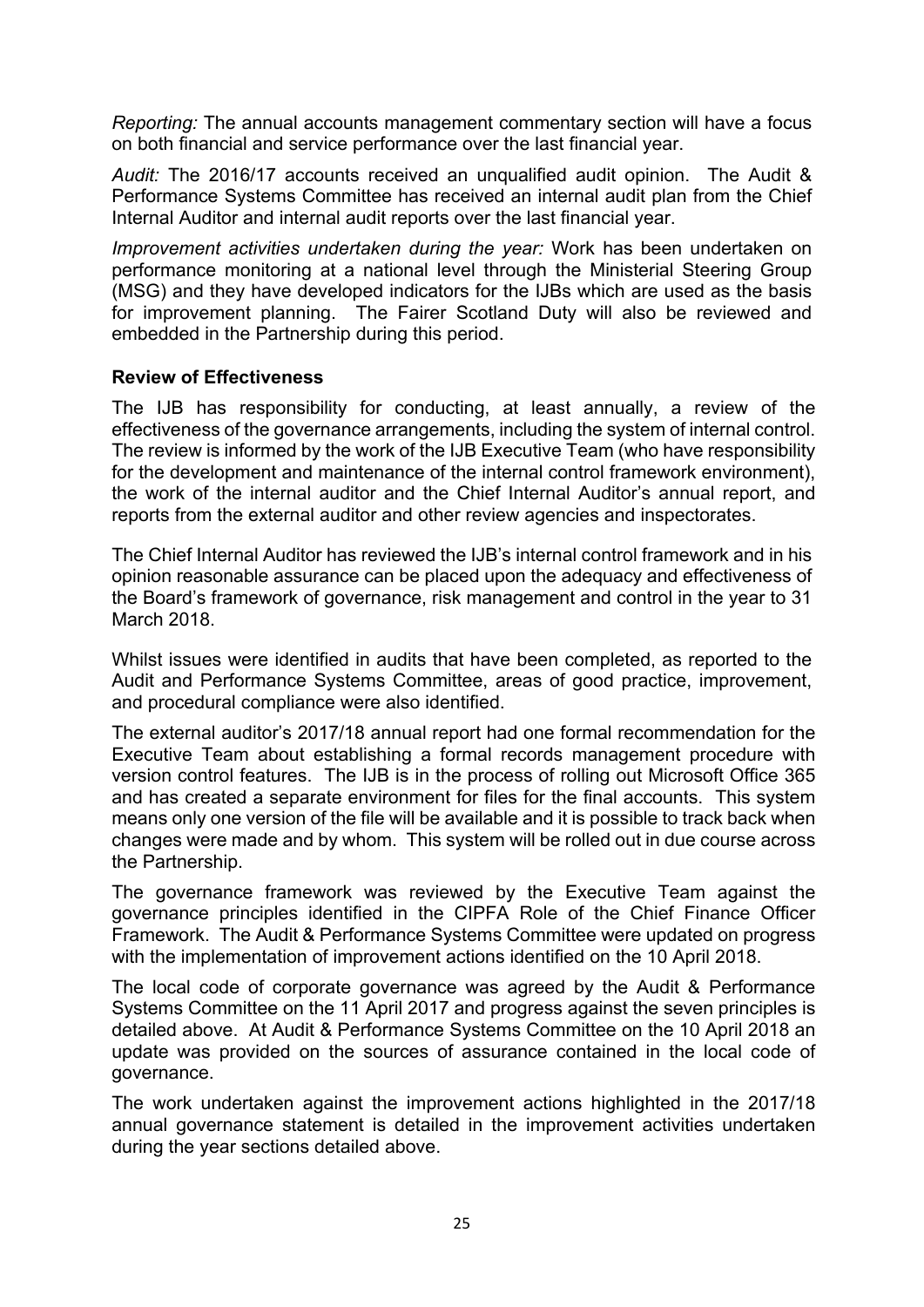*Reporting:* The annual accounts management commentary section will have a focus on both financial and service performance over the last financial year.

*Audit:* The 2016/17 accounts received an unqualified audit opinion. The Audit & Performance Systems Committee has received an internal audit plan from the Chief Internal Auditor and internal audit reports over the last financial year.

*Improvement activities undertaken during the year:* Work has been undertaken on performance monitoring at a national level through the Ministerial Steering Group (MSG) and they have developed indicators for the IJBs which are used as the basis for improvement planning. The Fairer Scotland Duty will also be reviewed and embedded in the Partnership during this period.

**Review of Effectiveness**

The IJB has responsibility for conducting, at least annually, a review of the effectiveness of the governance arrangements, including the system of internal control. The review is informed by the work of the IJB Executive Team (who have responsibility for the development and maintenance of the internal control framework environment), the work of the internal auditor and the Chief Internal Auditor's annual report, and reports from the external auditor and other review agencies and inspectorates.

The Chief Internal Auditor has reviewed the IJB's internal control framework and in his opinion reasonable assurance can be placed upon the adequacy and effectiveness of the Board's framework of governance, risk management and control in the year to 31 March 2018.

Whilst issues were identified in audits that have been completed, as reported to the Audit and Performance Systems Committee, areas of good practice, improvement, and procedural compliance were also identified.

The external auditor's 2017/18 annual report had one formal recommendation for the Executive Team about establishing a formal records management procedure with version control features. The IJB is in the process of rolling out Microsoft Office 365 and has created a separate environment for files for the final accounts. This system means only one version of the file will be available and it is possible to track back when changes were made and by whom. This system will be rolled out in due course across the Partnership.

The governance framework was reviewed by the Executive Team against the governance principles identified in the CIPFA Role of the Chief Finance Officer Framework. The Audit & Performance Systems Committee were updated on progress with the implementation of improvement actions identified on the 10 April 2018.

The local code of corporate governance was agreed by the Audit & Performance Systems Committee on the 11 April 2017 and progress against the seven principles is detailed above. At Audit & Performance Systems Committee on the 10 April 2018 an update was provided on the sources of assurance contained in the local code of governance.

The work undertaken against the improvement actions highlighted in the 2017/18 annual governance statement is detailed in the improvement activities undertaken during the year sections detailed above.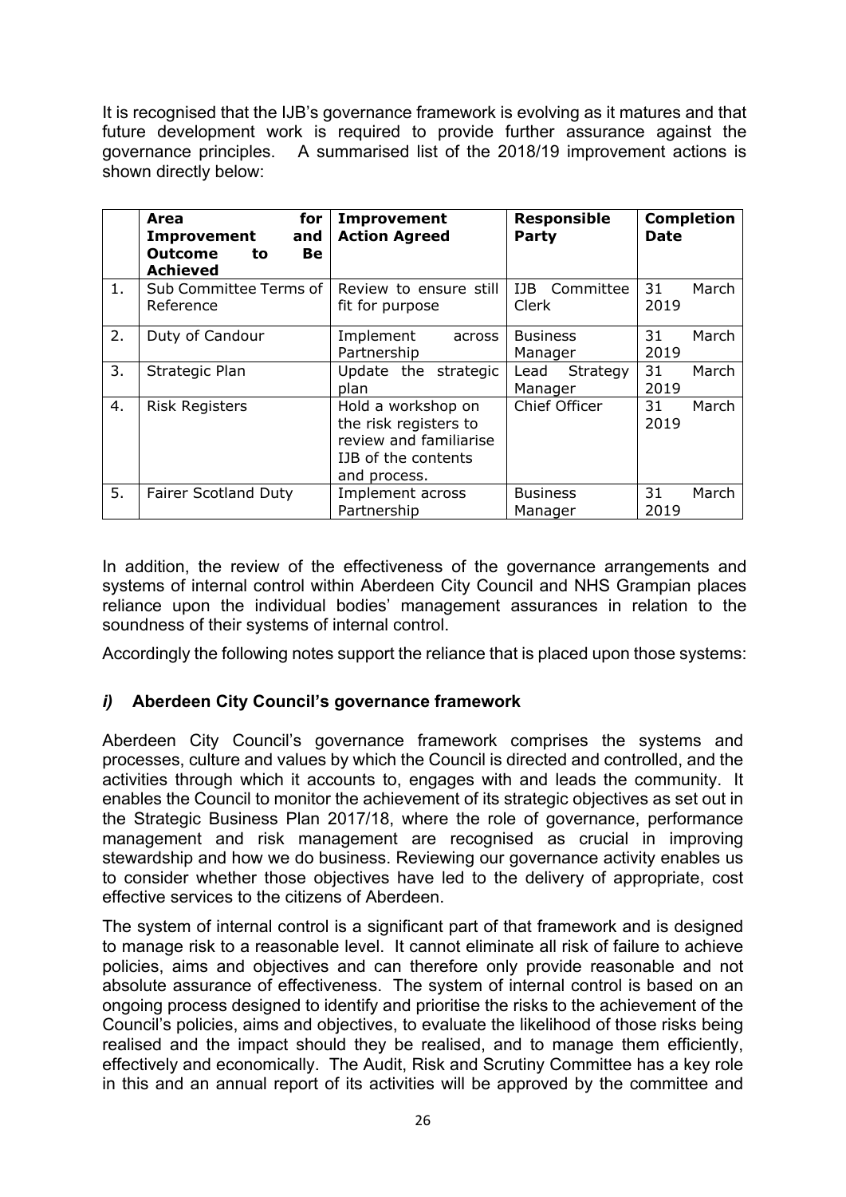It is recognised that the IJB's governance framework is evolving as it matures and that future development work is required to provide further assurance against the governance principles. A summarised list of the 2018/19 improvement actions is shown directly below:

| | Area for Improvement and Outcome to Be Achieved | Improvement Action Agreed | Responsible Party | Completion Date |
|---|---|---|---|---|
| 1. | Sub Committee Terms of Reference | Review to ensure still fit for purpose | IJB Committee Clerk | 31 March 2019 |
| 2. | Duty of Candour | Implement across Partnership | Business Manager | 31 March 2019 |
| 3. | Strategic Plan | Update the strategic plan | Lead Strategy Manager | 31 March 2019 |
| 4. | Risk Registers | Hold a workshop on the risk registers to review and familiarise IJB of the contents and process. | Chief Officer | 31 March 2019 |
| 5. | Fairer Scotland Duty | Implement across Partnership | Business Manager | 31 March 2019 |

In addition, the review of the effectiveness of the governance arrangements and systems of internal control within Aberdeen City Council and NHS Grampian places reliance upon the individual bodies' management assurances in relation to the soundness of their systems of internal control.

Accordingly the following notes support the reliance that is placed upon those systems:

### *i)* Aberdeen City Council's governance framework

Aberdeen City Council's governance framework comprises the systems and processes, culture and values by which the Council is directed and controlled, and the activities through which it accounts to, engages with and leads the community. It enables the Council to monitor the achievement of its strategic objectives as set out in the Strategic Business Plan 2017/18, where the role of governance, performance management and risk management are recognised as crucial in improving stewardship and how we do business. Reviewing our governance activity enables us to consider whether those objectives have led to the delivery of appropriate, cost effective services to the citizens of Aberdeen.

The system of internal control is a significant part of that framework and is designed to manage risk to a reasonable level. It cannot eliminate all risk of failure to achieve policies, aims and objectives and can therefore only provide reasonable and not absolute assurance of effectiveness. The system of internal control is based on an ongoing process designed to identify and prioritise the risks to the achievement of the Council's policies, aims and objectives, to evaluate the likelihood of those risks being realised and the impact should they be realised, and to manage them efficiently, effectively and economically. The Audit, Risk and Scrutiny Committee has a key role in this and an annual report of its activities will be approved by the committee and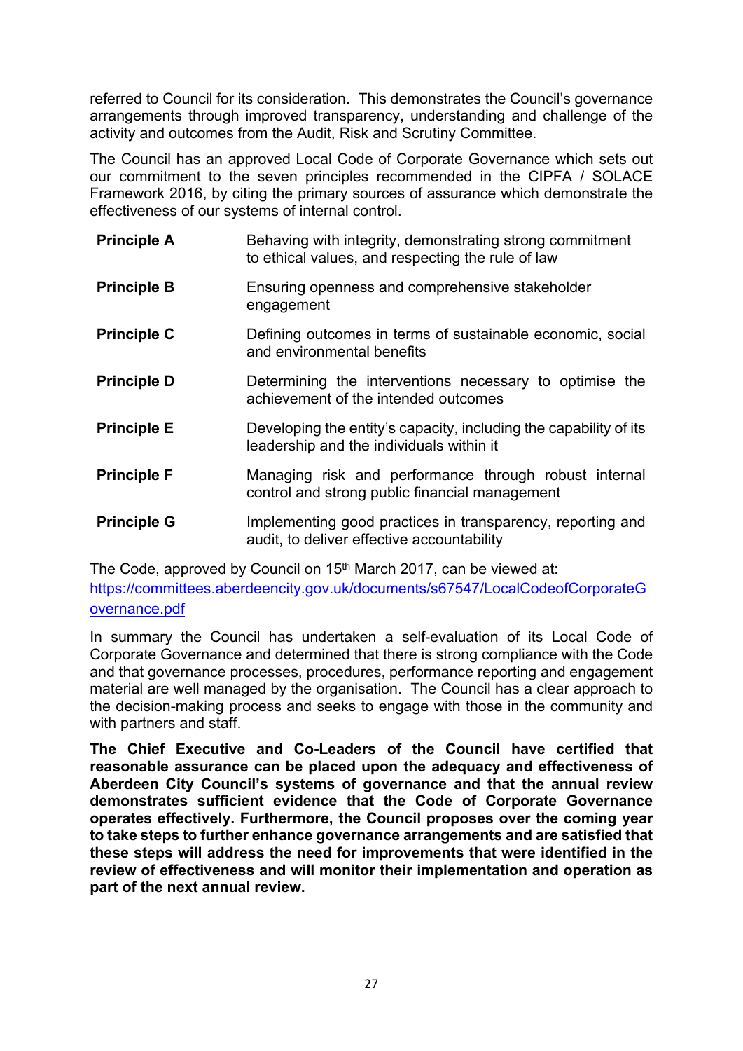referred to Council for its consideration. This demonstrates the Council's governance arrangements through improved transparency, understanding and challenge of the activity and outcomes from the Audit, Risk and Scrutiny Committee.

The Council has an approved Local Code of Corporate Governance which sets out our commitment to the seven principles recommended in the CIPFA / SOLACE Framework 2016, by citing the primary sources of assurance which demonstrate the effectiveness of our systems of internal control.

| | |
|---|---|
| **Principle A** | Behaving with integrity, demonstrating strong commitment to ethical values, and respecting the rule of law |
| **Principle B** | Ensuring openness and comprehensive stakeholder engagement |
| **Principle C** | Defining outcomes in terms of sustainable economic, social and environmental benefits |
| **Principle D** | Determining the interventions necessary to optimise the achievement of the intended outcomes |
| **Principle E** | Developing the entity's capacity, including the capability of its leadership and the individuals within it |
| **Principle F** | Managing risk and performance through robust internal control and strong public financial management |
| **Principle G** | Implementing good practices in transparency, reporting and audit, to deliver effective accountability |

The Code, approved by Council on 15th March 2017, can be viewed at: [https://committees.aberdeencity.gov.uk/documents/s67547/LocalCodeofCorporateGovernance.pdf](https://committees.aberdeencity.gov.uk/documents/s67547/LocalCodeofCorporateGovernance.pdf)

In summary the Council has undertaken a self-evaluation of its Local Code of Corporate Governance and determined that there is strong compliance with the Code and that governance processes, procedures, performance reporting and engagement material are well managed by the organisation. The Council has a clear approach to the decision-making process and seeks to engage with those in the community and with partners and staff.

**The Chief Executive and Co-Leaders of the Council have certified that reasonable assurance can be placed upon the adequacy and effectiveness of Aberdeen City Council's systems of governance and that the annual review demonstrates sufficient evidence that the Code of Corporate Governance operates effectively. Furthermore, the Council proposes over the coming year to take steps to further enhance governance arrangements and are satisfied that these steps will address the need for improvements that were identified in the review of effectiveness and will monitor their implementation and operation as part of the next annual review.**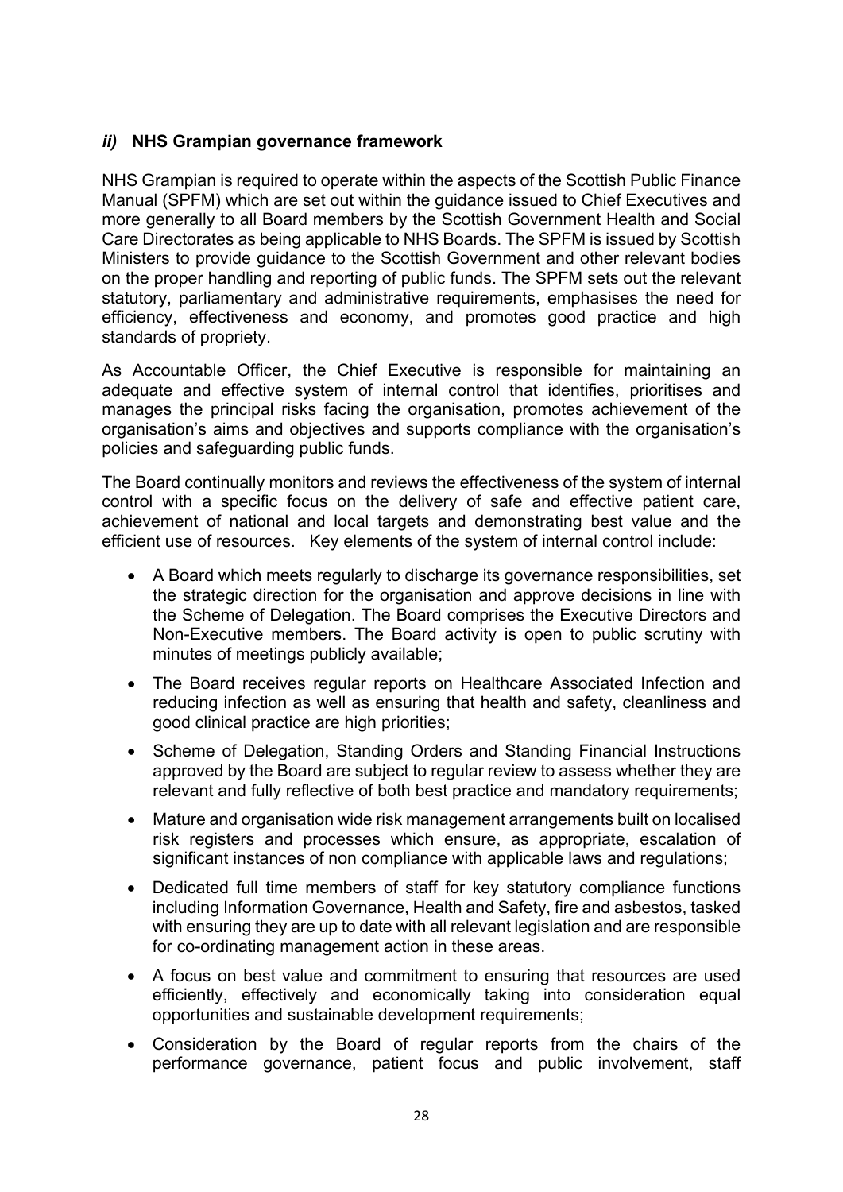### *ii)* NHS Grampian governance framework

NHS Grampian is required to operate within the aspects of the Scottish Public Finance Manual (SPFM) which are set out within the guidance issued to Chief Executives and more generally to all Board members by the Scottish Government Health and Social Care Directorates as being applicable to NHS Boards. The SPFM is issued by Scottish Ministers to provide guidance to the Scottish Government and other relevant bodies on the proper handling and reporting of public funds. The SPFM sets out the relevant statutory, parliamentary and administrative requirements, emphasises the need for efficiency, effectiveness and economy, and promotes good practice and high standards of propriety.

As Accountable Officer, the Chief Executive is responsible for maintaining an adequate and effective system of internal control that identifies, prioritises and manages the principal risks facing the organisation, promotes achievement of the organisation's aims and objectives and supports compliance with the organisation's policies and safeguarding public funds.

The Board continually monitors and reviews the effectiveness of the system of internal control with a specific focus on the delivery of safe and effective patient care, achievement of national and local targets and demonstrating best value and the efficient use of resources. Key elements of the system of internal control include:

- A Board which meets regularly to discharge its governance responsibilities, set the strategic direction for the organisation and approve decisions in line with the Scheme of Delegation. The Board comprises the Executive Directors and Non-Executive members. The Board activity is open to public scrutiny with minutes of meetings publicly available;
- The Board receives regular reports on Healthcare Associated Infection and reducing infection as well as ensuring that health and safety, cleanliness and good clinical practice are high priorities;
- Scheme of Delegation, Standing Orders and Standing Financial Instructions approved by the Board are subject to regular review to assess whether they are relevant and fully reflective of both best practice and mandatory requirements;
- Mature and organisation wide risk management arrangements built on localised risk registers and processes which ensure, as appropriate, escalation of significant instances of non compliance with applicable laws and regulations;
- Dedicated full time members of staff for key statutory compliance functions including Information Governance, Health and Safety, fire and asbestos, tasked with ensuring they are up to date with all relevant legislation and are responsible for co-ordinating management action in these areas.
- A focus on best value and commitment to ensuring that resources are used efficiently, effectively and economically taking into consideration equal opportunities and sustainable development requirements;
- Consideration by the Board of regular reports from the chairs of the performance governance, patient focus and public involvement, staff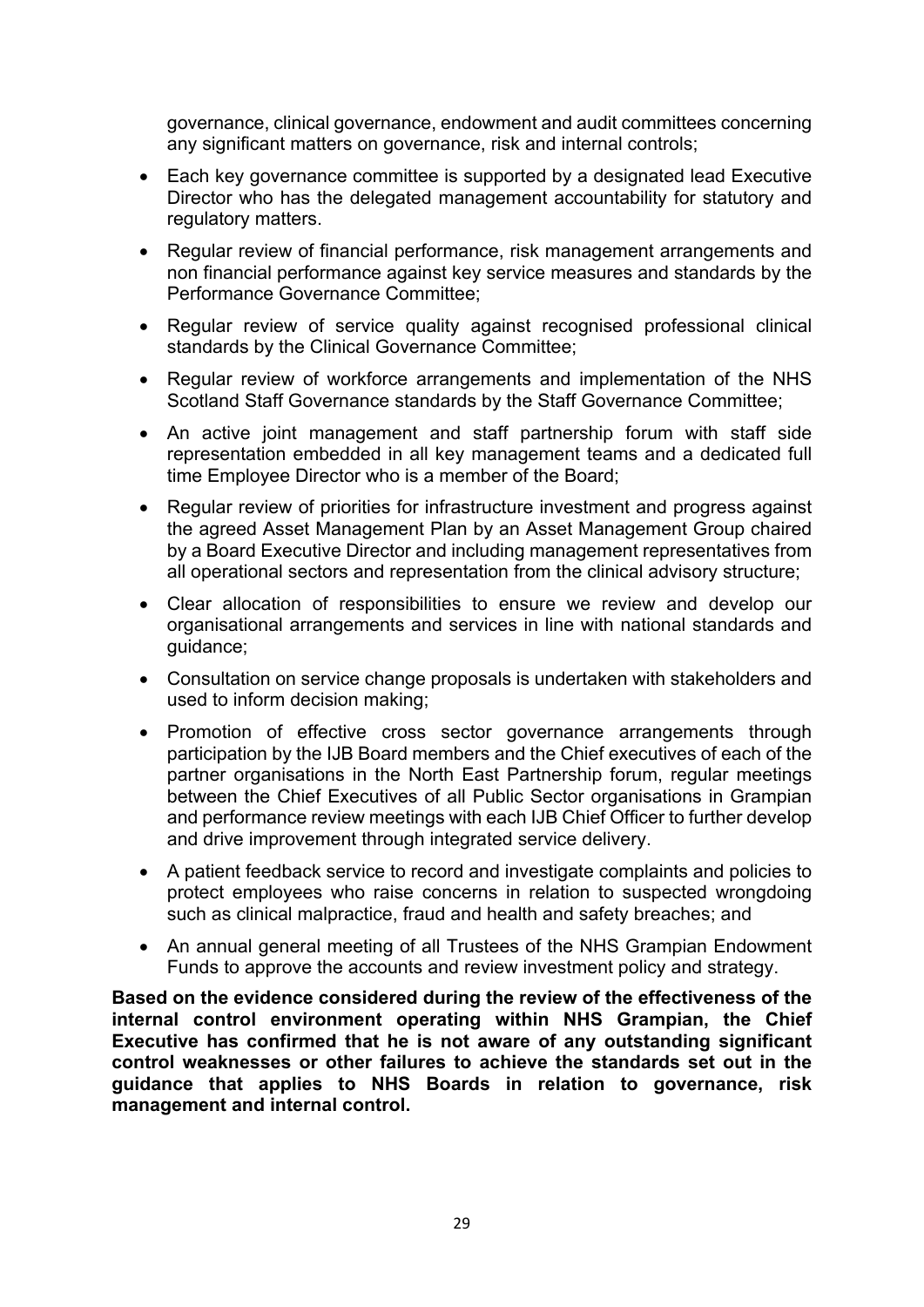governance, clinical governance, endowment and audit committees concerning any significant matters on governance, risk and internal controls;

- Each key governance committee is supported by a designated lead Executive Director who has the delegated management accountability for statutory and regulatory matters.
- Regular review of financial performance, risk management arrangements and non financial performance against key service measures and standards by the Performance Governance Committee;
- Regular review of service quality against recognised professional clinical standards by the Clinical Governance Committee;
- Regular review of workforce arrangements and implementation of the NHS Scotland Staff Governance standards by the Staff Governance Committee;
- An active joint management and staff partnership forum with staff side representation embedded in all key management teams and a dedicated full time Employee Director who is a member of the Board;
- Regular review of priorities for infrastructure investment and progress against the agreed Asset Management Plan by an Asset Management Group chaired by a Board Executive Director and including management representatives from all operational sectors and representation from the clinical advisory structure;
- Clear allocation of responsibilities to ensure we review and develop our organisational arrangements and services in line with national standards and guidance;
- Consultation on service change proposals is undertaken with stakeholders and used to inform decision making;
- Promotion of effective cross sector governance arrangements through participation by the IJB Board members and the Chief executives of each of the partner organisations in the North East Partnership forum, regular meetings between the Chief Executives of all Public Sector organisations in Grampian and performance review meetings with each IJB Chief Officer to further develop and drive improvement through integrated service delivery.
- A patient feedback service to record and investigate complaints and policies to protect employees who raise concerns in relation to suspected wrongdoing such as clinical malpractice, fraud and health and safety breaches; and
- An annual general meeting of all Trustees of the NHS Grampian Endowment Funds to approve the accounts and review investment policy and strategy.

**Based on the evidence considered during the review of the effectiveness of the internal control environment operating within NHS Grampian, the Chief Executive has confirmed that he is not aware of any outstanding significant control weaknesses or other failures to achieve the standards set out in the guidance that applies to NHS Boards in relation to governance, risk management and internal control.**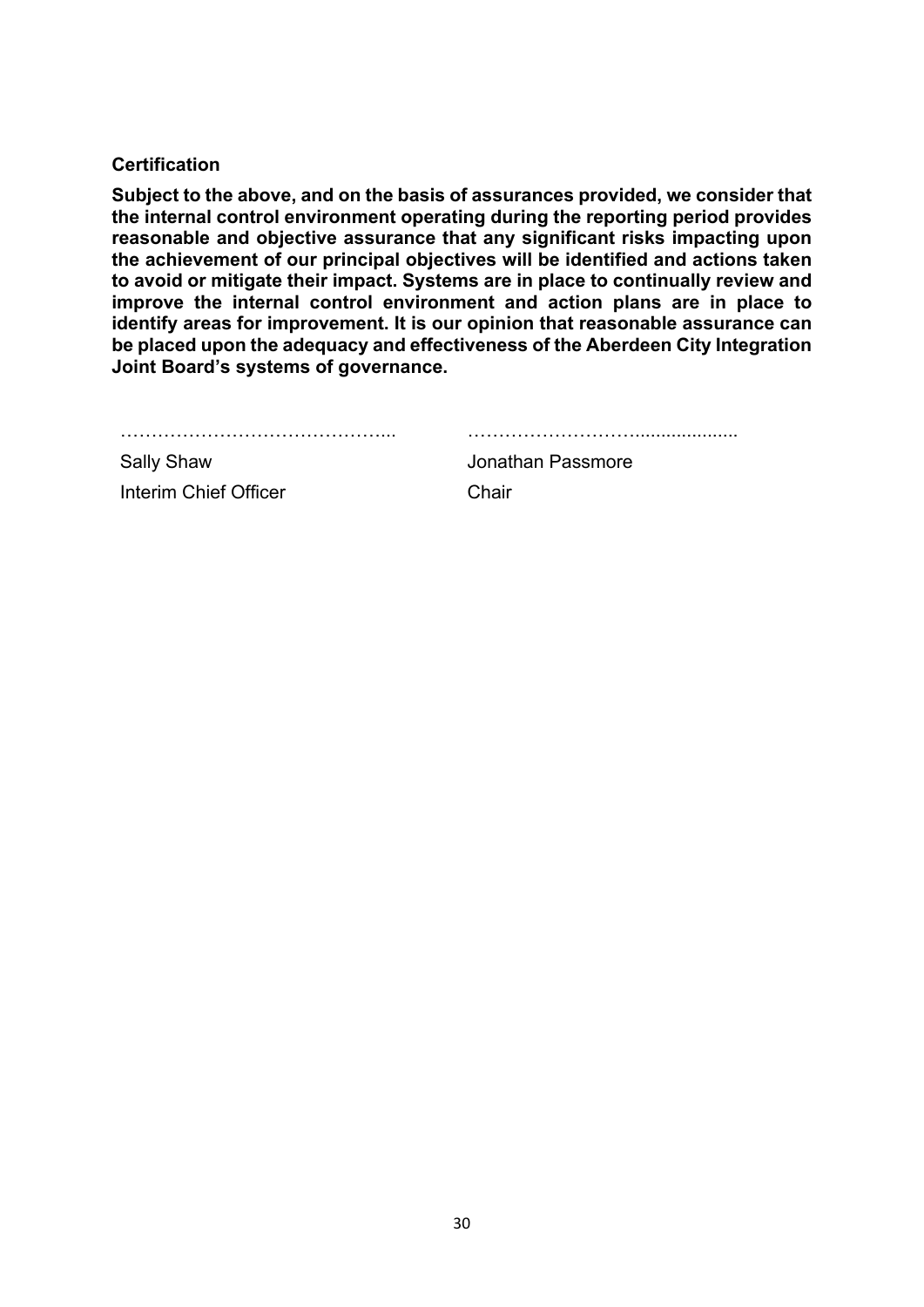**Certification**

**Subject to the above, and on the basis of assurances provided, we consider that the internal control environment operating during the reporting period provides reasonable and objective assurance that any significant risks impacting upon the achievement of our principal objectives will be identified and actions taken to avoid or mitigate their impact. Systems are in place to continually review and improve the internal control environment and action plans are in place to identify areas for improvement. It is our opinion that reasonable assurance can be placed upon the adequacy and effectiveness of the Aberdeen City Integration Joint Board's systems of governance.**

| | |
|---|---|
| …………………………………….. | ……………………….................... |
| Sally Shaw | Jonathan Passmore |
| Interim Chief Officer | Chair |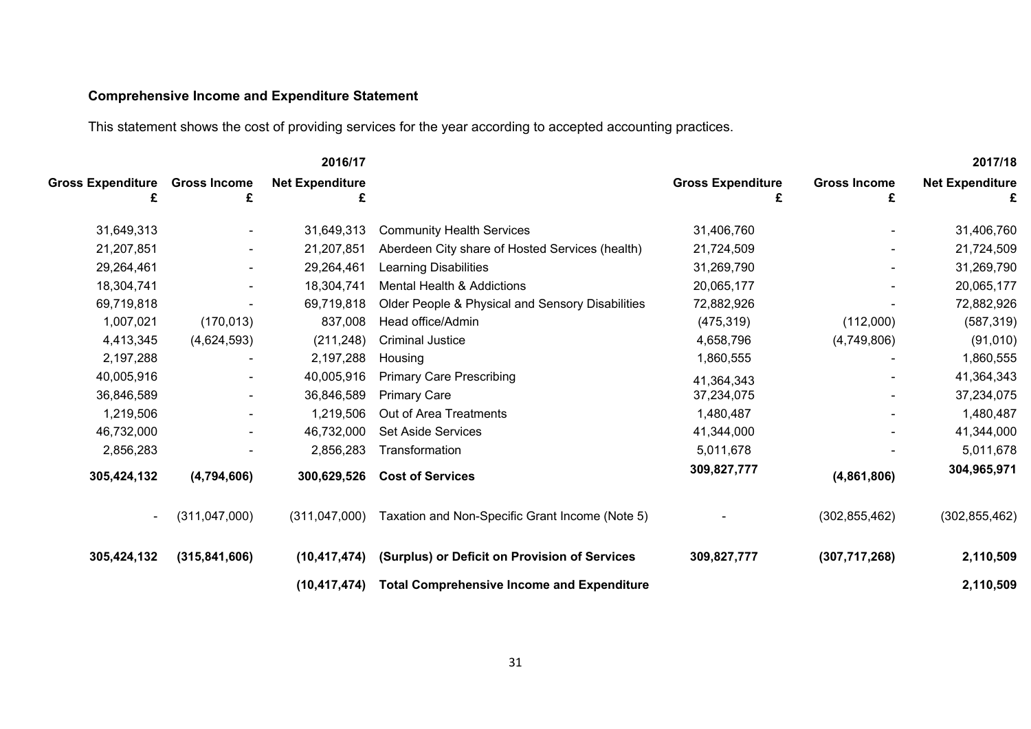**Comprehensive Income and Expenditure Statement**

This statement shows the cost of providing services for the year according to accepted accounting practices.

| | | 2016/17 | | | | 2017/18 |
|---|---|---|---|---|---|---|
| Gross Expenditure £ | Gross Income £ | Net Expenditure £ | | Gross Expenditure £ | Gross Income £ | Net Expenditure £ |
| 31,649,313 | - | 31,649,313 | Community Health Services | 31,406,760 | - | 31,406,760 |
| 21,207,851 | - | 21,207,851 | Aberdeen City share of Hosted Services (health) | 21,724,509 | - | 21,724,509 |
| 29,264,461 | - | 29,264,461 | Learning Disabilities | 31,269,790 | - | 31,269,790 |
| 18,304,741 | - | 18,304,741 | Mental Health & Addictions | 20,065,177 | - | 20,065,177 |
| 69,719,818 | - | 69,719,818 | Older People & Physical and Sensory Disabilities | 72,882,926 | - | 72,882,926 |
| 1,007,021 | (170,013) | 837,008 | Head office/Admin | (475,319) | (112,000) | (587,319) |
| 4,413,345 | (4,624,593) | (211,248) | Criminal Justice | 4,658,796 | (4,749,806) | (91,010) |
| 2,197,288 | - | 2,197,288 | Housing | 1,860,555 | - | 1,860,555 |
| 40,005,916 | - | 40,005,916 | Primary Care Prescribing | 41,364,343 | - | 41,364,343 |
| 36,846,589 | - | 36,846,589 | Primary Care | 37,234,075 | - | 37,234,075 |
| 1,219,506 | - | 1,219,506 | Out of Area Treatments | 1,480,487 | - | 1,480,487 |
| 46,732,000 | - | 46,732,000 | Set Aside Services | 41,344,000 | - | 41,344,000 |
| 2,856,283 | - | 2,856,283 | Transformation | 5,011,678 | - | 5,011,678 |
| **305,424,132** | **(4,794,606)** | **300,629,526** | **Cost of Services** | **309,827,777** | **(4,861,806)** | **304,965,971** |
| - | (311,047,000) | (311,047,000) | Taxation and Non-Specific Grant Income (Note 5) | - | (302,855,462) | (302,855,462) |
| **305,424,132** | **(315,841,606)** | **(10,417,474)** | **(Surplus) or Deficit on Provision of Services** | **309,827,777** | **(307,717,268)** | **2,110,509** |
| | | **(10,417,474)** | **Total Comprehensive Income and Expenditure** | | | **2,110,509** |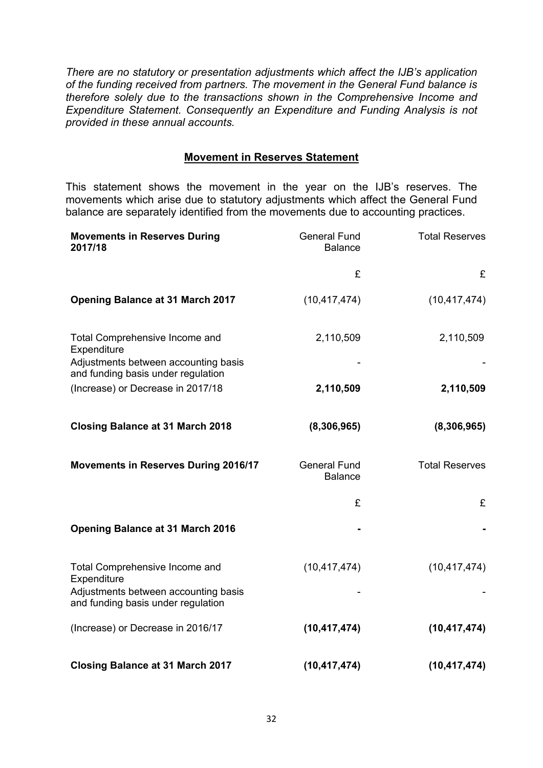*There are no statutory or presentation adjustments which affect the IJB's application of the funding received from partners. The movement in the General Fund balance is therefore solely due to the transactions shown in the Comprehensive Income and Expenditure Statement. Consequently an Expenditure and Funding Analysis is not provided in these annual accounts.*

## Movement in Reserves Statement

This statement shows the movement in the year on the IJB's reserves. The movements which arise due to statutory adjustments which affect the General Fund balance are separately identified from the movements due to accounting practices.

| **Movements in Reserves During 2017/18** | General Fund Balance | Total Reserves |
|---|---|---|
| | £ | £ |
| **Opening Balance at 31 March 2017** | (10,417,474) | (10,417,474) |
| Total Comprehensive Income and Expenditure | 2,110,509 | 2,110,509 |
| Adjustments between accounting basis and funding basis under regulation | - | - |
| (Increase) or Decrease in 2017/18 | **2,110,509** | **2,110,509** |
| **Closing Balance at 31 March 2018** | **(8,306,965)** | **(8,306,965)** |

| **Movements in Reserves During 2016/17** | General Fund Balance | Total Reserves |
|---|---|---|
| | £ | £ |
| **Opening Balance at 31 March 2016** | **-** | **-** |
| Total Comprehensive Income and Expenditure | (10,417,474) | (10,417,474) |
| Adjustments between accounting basis and funding basis under regulation | - | - |
| (Increase) or Decrease in 2016/17 | **(10,417,474)** | **(10,417,474)** |
| **Closing Balance at 31 March 2017** | **(10,417,474)** | **(10,417,474)** |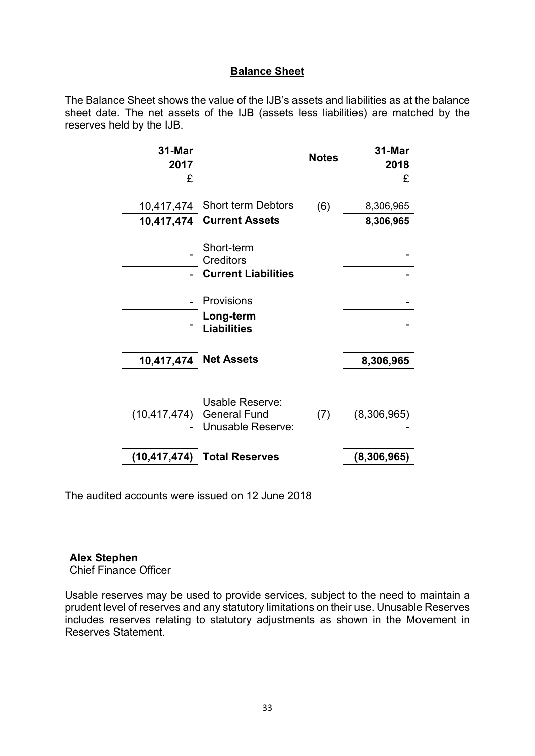## Balance Sheet

The Balance Sheet shows the value of the IJB's assets and liabilities as at the balance sheet date. The net assets of the IJB (assets less liabilities) are matched by the reserves held by the IJB.

| 31-Mar 2017 £ | | Notes | 31-Mar 2018 £ |
|---|---|---|---|
| 10,417,474 | Short term Debtors | (6) | 8,306,965 |
| **10,417,474** | **Current Assets** | | **8,306,965** |
| - | Short-term Creditors | | - |
| - | **Current Liabilities** | | - |
| - | Provisions | | - |
| - | **Long-term Liabilities** | | - |
| **10,417,474** | **Net Assets** | | **8,306,965** |
| (10,417,474) | Usable Reserve: General Fund | (7) | (8,306,965) |
| - | Unusable Reserve: | | - |
| **(10,417,474)** | **Total Reserves** | | **(8,306,965)** |

The audited accounts were issued on 12 June 2018

**Alex Stephen**
Chief Finance Officer

Usable reserves may be used to provide services, subject to the need to maintain a prudent level of reserves and any statutory limitations on their use. Unusable Reserves includes reserves relating to statutory adjustments as shown in the Movement in Reserves Statement.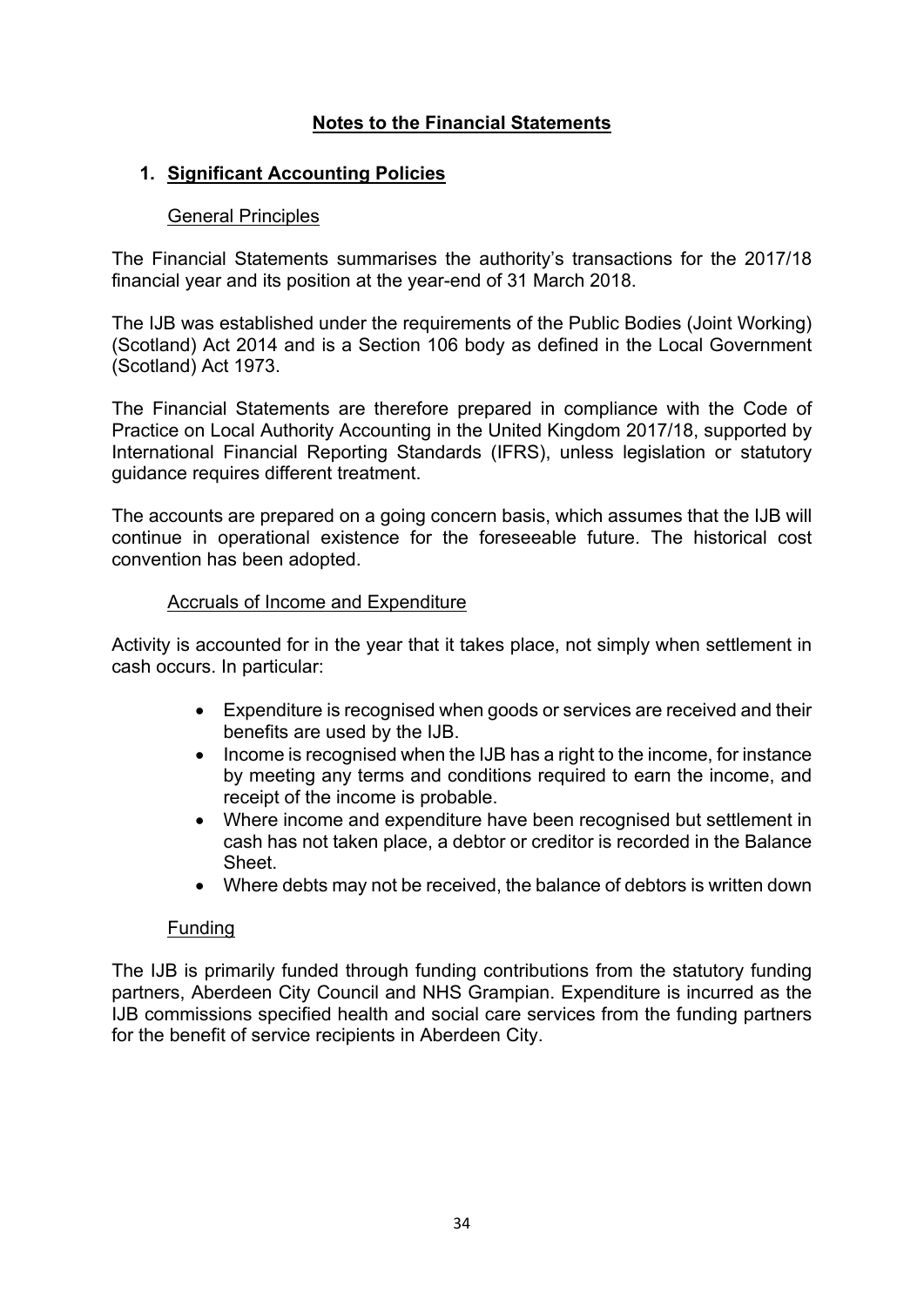## Notes to the Financial Statements

### 1. Significant Accounting Policies

#### General Principles

The Financial Statements summarises the authority's transactions for the 2017/18 financial year and its position at the year-end of 31 March 2018.

The IJB was established under the requirements of the Public Bodies (Joint Working) (Scotland) Act 2014 and is a Section 106 body as defined in the Local Government (Scotland) Act 1973.

The Financial Statements are therefore prepared in compliance with the Code of Practice on Local Authority Accounting in the United Kingdom 2017/18, supported by International Financial Reporting Standards (IFRS), unless legislation or statutory guidance requires different treatment.

The accounts are prepared on a going concern basis, which assumes that the IJB will continue in operational existence for the foreseeable future. The historical cost convention has been adopted.

#### Accruals of Income and Expenditure

Activity is accounted for in the year that it takes place, not simply when settlement in cash occurs. In particular:

- Expenditure is recognised when goods or services are received and their benefits are used by the IJB.
- Income is recognised when the IJB has a right to the income, for instance by meeting any terms and conditions required to earn the income, and receipt of the income is probable.
- Where income and expenditure have been recognised but settlement in cash has not taken place, a debtor or creditor is recorded in the Balance Sheet.
- Where debts may not be received, the balance of debtors is written down

#### Funding

The IJB is primarily funded through funding contributions from the statutory funding partners, Aberdeen City Council and NHS Grampian. Expenditure is incurred as the IJB commissions specified health and social care services from the funding partners for the benefit of service recipients in Aberdeen City.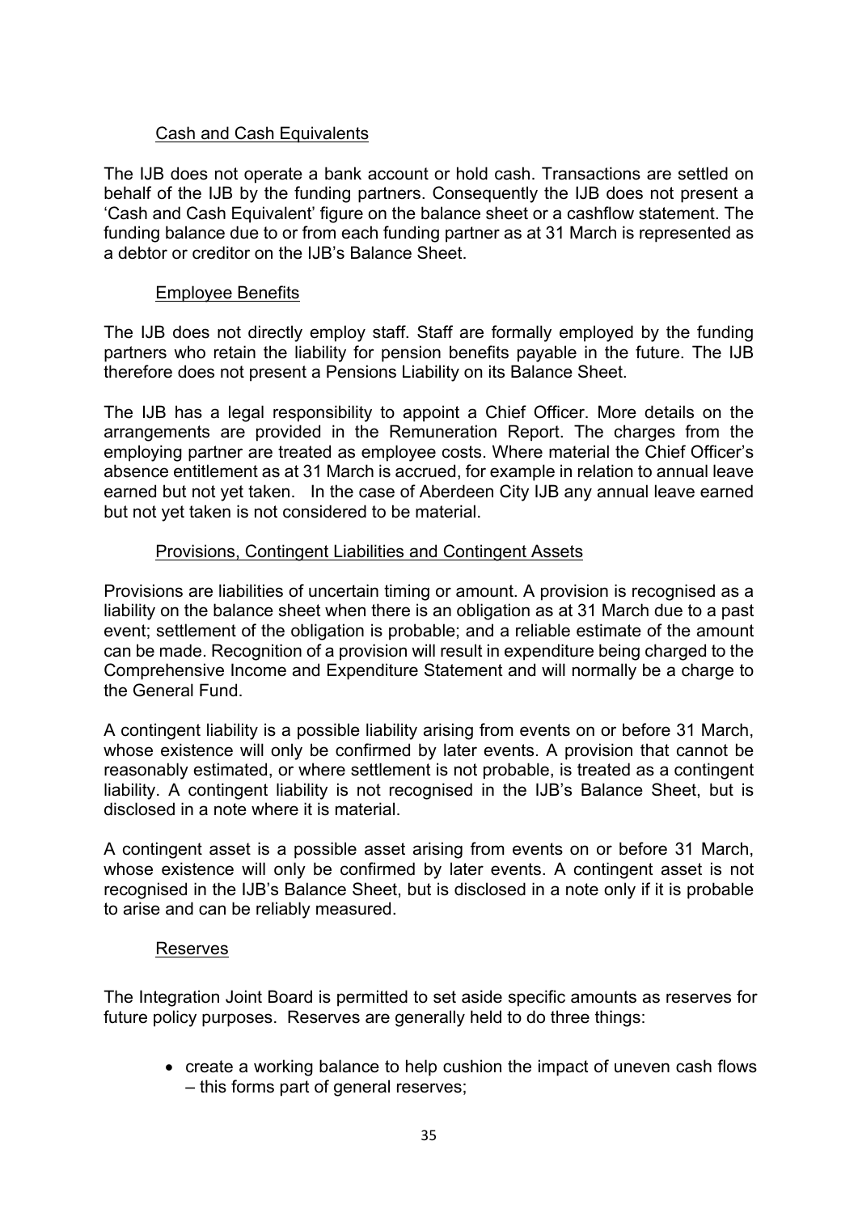### Cash and Cash Equivalents

The IJB does not operate a bank account or hold cash. Transactions are settled on behalf of the IJB by the funding partners. Consequently the IJB does not present a 'Cash and Cash Equivalent' figure on the balance sheet or a cashflow statement. The funding balance due to or from each funding partner as at 31 March is represented as a debtor or creditor on the IJB's Balance Sheet.

### Employee Benefits

The IJB does not directly employ staff. Staff are formally employed by the funding partners who retain the liability for pension benefits payable in the future. The IJB therefore does not present a Pensions Liability on its Balance Sheet.

The IJB has a legal responsibility to appoint a Chief Officer. More details on the arrangements are provided in the Remuneration Report. The charges from the employing partner are treated as employee costs. Where material the Chief Officer's absence entitlement as at 31 March is accrued, for example in relation to annual leave earned but not yet taken. In the case of Aberdeen City IJB any annual leave earned but not yet taken is not considered to be material.

### Provisions, Contingent Liabilities and Contingent Assets

Provisions are liabilities of uncertain timing or amount. A provision is recognised as a liability on the balance sheet when there is an obligation as at 31 March due to a past event; settlement of the obligation is probable; and a reliable estimate of the amount can be made. Recognition of a provision will result in expenditure being charged to the Comprehensive Income and Expenditure Statement and will normally be a charge to the General Fund.

A contingent liability is a possible liability arising from events on or before 31 March, whose existence will only be confirmed by later events. A provision that cannot be reasonably estimated, or where settlement is not probable, is treated as a contingent liability. A contingent liability is not recognised in the IJB's Balance Sheet, but is disclosed in a note where it is material.

A contingent asset is a possible asset arising from events on or before 31 March, whose existence will only be confirmed by later events. A contingent asset is not recognised in the IJB's Balance Sheet, but is disclosed in a note only if it is probable to arise and can be reliably measured.

### Reserves

The Integration Joint Board is permitted to set aside specific amounts as reserves for future policy purposes. Reserves are generally held to do three things:

- create a working balance to help cushion the impact of uneven cash flows – this forms part of general reserves;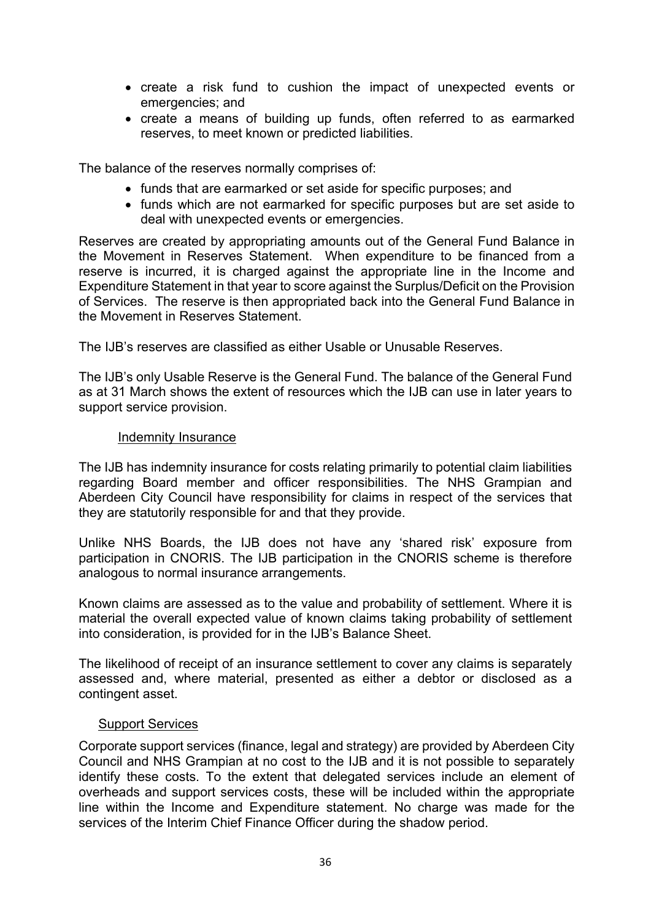- create a risk fund to cushion the impact of unexpected events or emergencies; and
- create a means of building up funds, often referred to as earmarked reserves, to meet known or predicted liabilities.

The balance of the reserves normally comprises of:

- funds that are earmarked or set aside for specific purposes; and
- funds which are not earmarked for specific purposes but are set aside to deal with unexpected events or emergencies.

Reserves are created by appropriating amounts out of the General Fund Balance in the Movement in Reserves Statement. When expenditure to be financed from a reserve is incurred, it is charged against the appropriate line in the Income and Expenditure Statement in that year to score against the Surplus/Deficit on the Provision of Services. The reserve is then appropriated back into the General Fund Balance in the Movement in Reserves Statement.

The IJB's reserves are classified as either Usable or Unusable Reserves.

The IJB's only Usable Reserve is the General Fund. The balance of the General Fund as at 31 March shows the extent of resources which the IJB can use in later years to support service provision.

### Indemnity Insurance

The IJB has indemnity insurance for costs relating primarily to potential claim liabilities regarding Board member and officer responsibilities. The NHS Grampian and Aberdeen City Council have responsibility for claims in respect of the services that they are statutorily responsible for and that they provide.

Unlike NHS Boards, the IJB does not have any 'shared risk' exposure from participation in CNORIS. The IJB participation in the CNORIS scheme is therefore analogous to normal insurance arrangements.

Known claims are assessed as to the value and probability of settlement. Where it is material the overall expected value of known claims taking probability of settlement into consideration, is provided for in the IJB's Balance Sheet.

The likelihood of receipt of an insurance settlement to cover any claims is separately assessed and, where material, presented as either a debtor or disclosed as a contingent asset.

### Support Services

Corporate support services (finance, legal and strategy) are provided by Aberdeen City Council and NHS Grampian at no cost to the IJB and it is not possible to separately identify these costs. To the extent that delegated services include an element of overheads and support services costs, these will be included within the appropriate line within the Income and Expenditure statement. No charge was made for the services of the Interim Chief Finance Officer during the shadow period.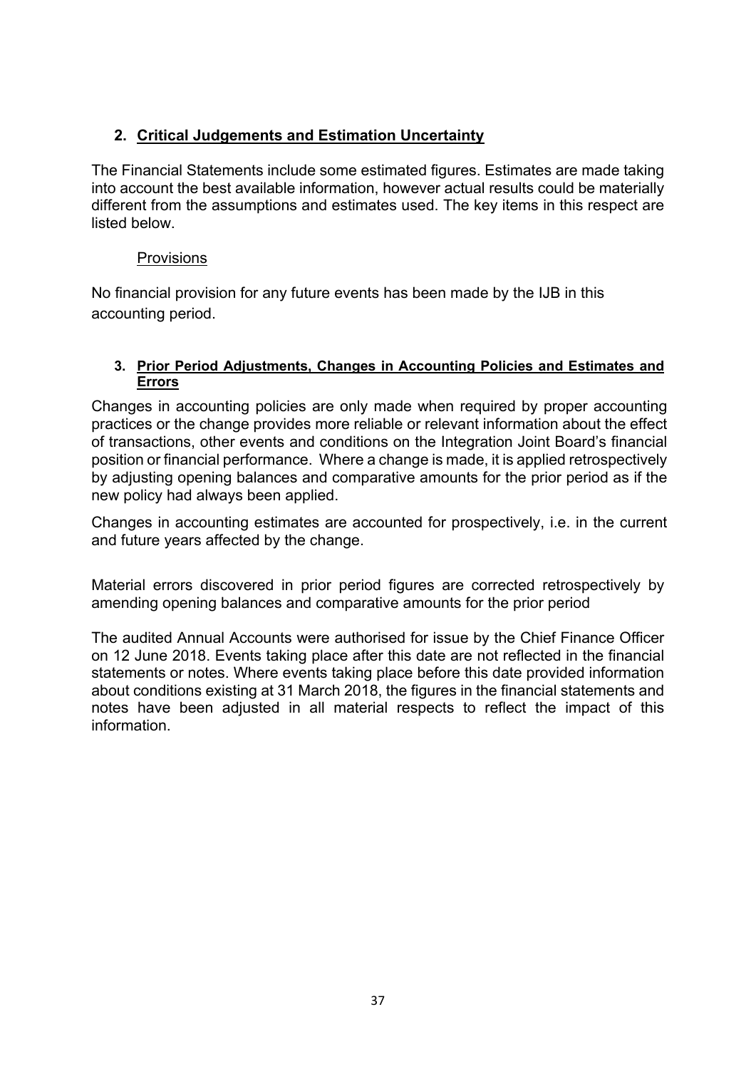## 2. Critical Judgements and Estimation Uncertainty

The Financial Statements include some estimated figures. Estimates are made taking into account the best available information, however actual results could be materially different from the assumptions and estimates used. The key items in this respect are listed below.

### Provisions

No financial provision for any future events has been made by the IJB in this accounting period.

## 3. Prior Period Adjustments, Changes in Accounting Policies and Estimates and Errors

Changes in accounting policies are only made when required by proper accounting practices or the change provides more reliable or relevant information about the effect of transactions, other events and conditions on the Integration Joint Board's financial position or financial performance. Where a change is made, it is applied retrospectively by adjusting opening balances and comparative amounts for the prior period as if the new policy had always been applied.

Changes in accounting estimates are accounted for prospectively, i.e. in the current and future years affected by the change.

Material errors discovered in prior period figures are corrected retrospectively by amending opening balances and comparative amounts for the prior period

The audited Annual Accounts were authorised for issue by the Chief Finance Officer on 12 June 2018. Events taking place after this date are not reflected in the financial statements or notes. Where events taking place before this date provided information about conditions existing at 31 March 2018, the figures in the financial statements and notes have been adjusted in all material respects to reflect the impact of this information.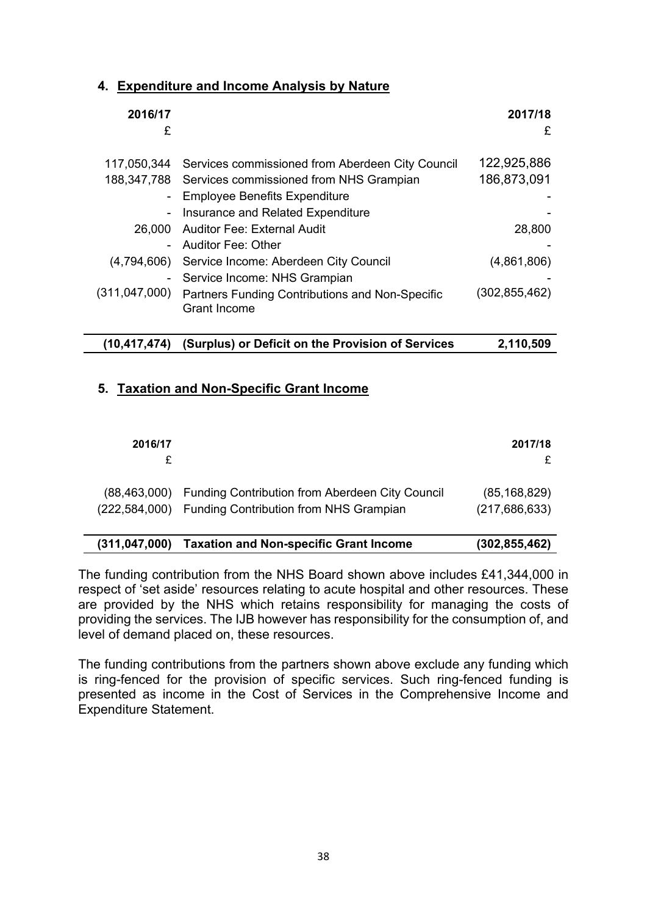## 4. Expenditure and Income Analysis by Nature

| 2016/17<br>£ | | 2017/18<br>£ |
|---|---|---|
| 117,050,344 | Services commissioned from Aberdeen City Council | 122,925,886 |
| 188,347,788 | Services commissioned from NHS Grampian | 186,873,091 |
| - | Employee Benefits Expenditure | - |
| - | Insurance and Related Expenditure | - |
| 26,000 | Auditor Fee: External Audit | 28,800 |
| - | Auditor Fee: Other | - |
| (4,794,606) | Service Income: Aberdeen City Council | (4,861,806) |
| - | Service Income: NHS Grampian | - |
| (311,047,000) | Partners Funding Contributions and Non-Specific Grant Income | (302,855,462) |
| **(10,417,474)** | **(Surplus) or Deficit on the Provision of Services** | **2,110,509** |

## 5. Taxation and Non-Specific Grant Income

| 2016/17<br>£ | | 2017/18<br>£ |
|---|---|---|
| (88,463,000) | Funding Contribution from Aberdeen City Council | (85,168,829) |
| (222,584,000) | Funding Contribution from NHS Grampian | (217,686,633) |
| **(311,047,000)** | **Taxation and Non-specific Grant Income** | **(302,855,462)** |

The funding contribution from the NHS Board shown above includes £41,344,000 in respect of 'set aside' resources relating to acute hospital and other resources. These are provided by the NHS which retains responsibility for managing the costs of providing the services. The IJB however has responsibility for the consumption of, and level of demand placed on, these resources.

The funding contributions from the partners shown above exclude any funding which is ring-fenced for the provision of specific services. Such ring-fenced funding is presented as income in the Cost of Services in the Comprehensive Income and Expenditure Statement.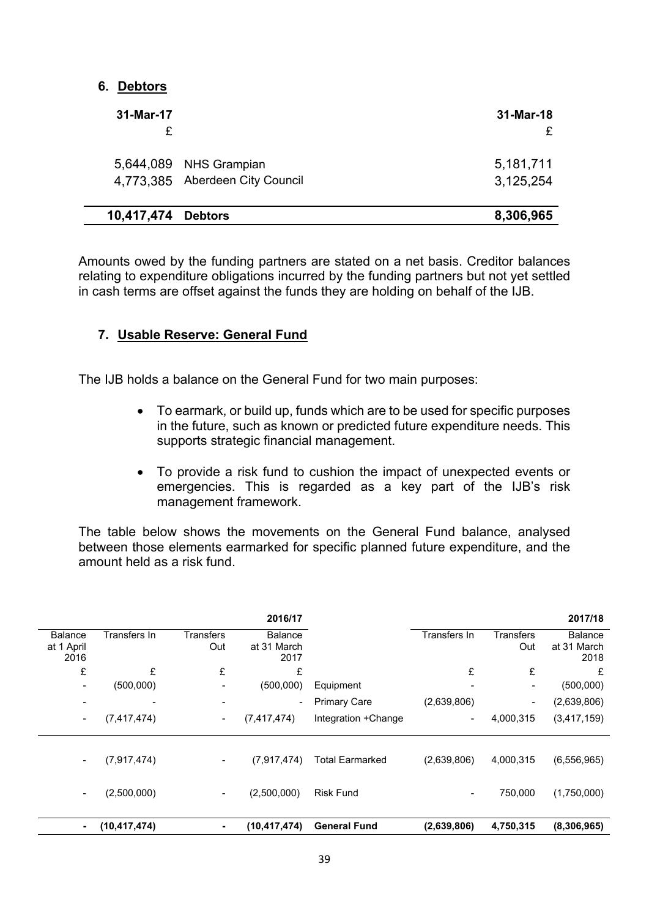## 6. Debtors

| 31-Mar-17 | | 31-Mar-18 |
|---|---|---|
| £ | | £ |
| 5,644,089 | NHS Grampian | 5,181,711 |
| 4,773,385 | Aberdeen City Council | 3,125,254 |
| **10,417,474** | **Debtors** | **8,306,965** |

Amounts owed by the funding partners are stated on a net basis. Creditor balances relating to expenditure obligations incurred by the funding partners but not yet settled in cash terms are offset against the funds they are holding on behalf of the IJB.

## 7. Usable Reserve: General Fund

The IJB holds a balance on the General Fund for two main purposes:

- To earmark, or build up, funds which are to be used for specific purposes in the future, such as known or predicted future expenditure needs. This supports strategic financial management.
- To provide a risk fund to cushion the impact of unexpected events or emergencies. This is regarded as a key part of the IJB's risk management framework.

The table below shows the movements on the General Fund balance, analysed between those elements earmarked for specific planned future expenditure, and the amount held as a risk fund.

| | | | 2016/17 | | | | 2017/18 |
|---|---|---|---|---|---|---|---|
| Balance at 1 April 2016 | Transfers In | Transfers Out | Balance at 31 March 2017 | | Transfers In | Transfers Out | Balance at 31 March 2018 |
| £ | £ | £ | £ | | £ | £ | £ |
| - | (500,000) | - | (500,000) | Equipment | - | - | (500,000) |
| - | - | - | - | Primary Care | (2,639,806) | - | (2,639,806) |
| - | (7,417,474) | - | (7,417,474) | Integration +Change | - | 4,000,315 | (3,417,159) |
| - | (7,917,474) | - | (7,917,474) | Total Earmarked | (2,639,806) | 4,000,315 | (6,556,965) |
| - | (2,500,000) | - | (2,500,000) | Risk Fund | - | 750,000 | (1,750,000) |
| **-** | **(10,417,474)** | **-** | **(10,417,474)** | **General Fund** | **(2,639,806)** | **4,750,315** | **(8,306,965)** |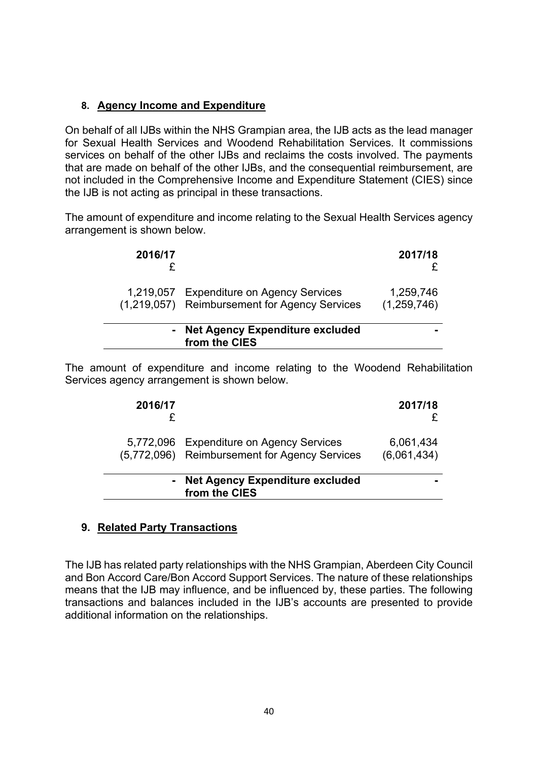## 8. Agency Income and Expenditure

On behalf of all IJBs within the NHS Grampian area, the IJB acts as the lead manager for Sexual Health Services and Woodend Rehabilitation Services. It commissions services on behalf of the other IJBs and reclaims the costs involved. The payments that are made on behalf of the other IJBs, and the consequential reimbursement, are not included in the Comprehensive Income and Expenditure Statement (CIES) since the IJB is not acting as principal in these transactions.

The amount of expenditure and income relating to the Sexual Health Services agency arrangement is shown below.

| 2016/17 £ | | 2017/18 £ |
|---|---|---|
| 1,219,057 | Expenditure on Agency Services | 1,259,746 |
| (1,219,057) | Reimbursement for Agency Services | (1,259,746) |
| - | **Net Agency Expenditure excluded from the CIES** | - |

The amount of expenditure and income relating to the Woodend Rehabilitation Services agency arrangement is shown below.

| 2016/17 £ | | 2017/18 £ |
|---|---|---|
| 5,772,096 | Expenditure on Agency Services | 6,061,434 |
| (5,772,096) | Reimbursement for Agency Services | (6,061,434) |
| - | **Net Agency Expenditure excluded from the CIES** | - |

## 9. Related Party Transactions

The IJB has related party relationships with the NHS Grampian, Aberdeen City Council and Bon Accord Care/Bon Accord Support Services. The nature of these relationships means that the IJB may influence, and be influenced by, these parties. The following transactions and balances included in the IJB's accounts are presented to provide additional information on the relationships.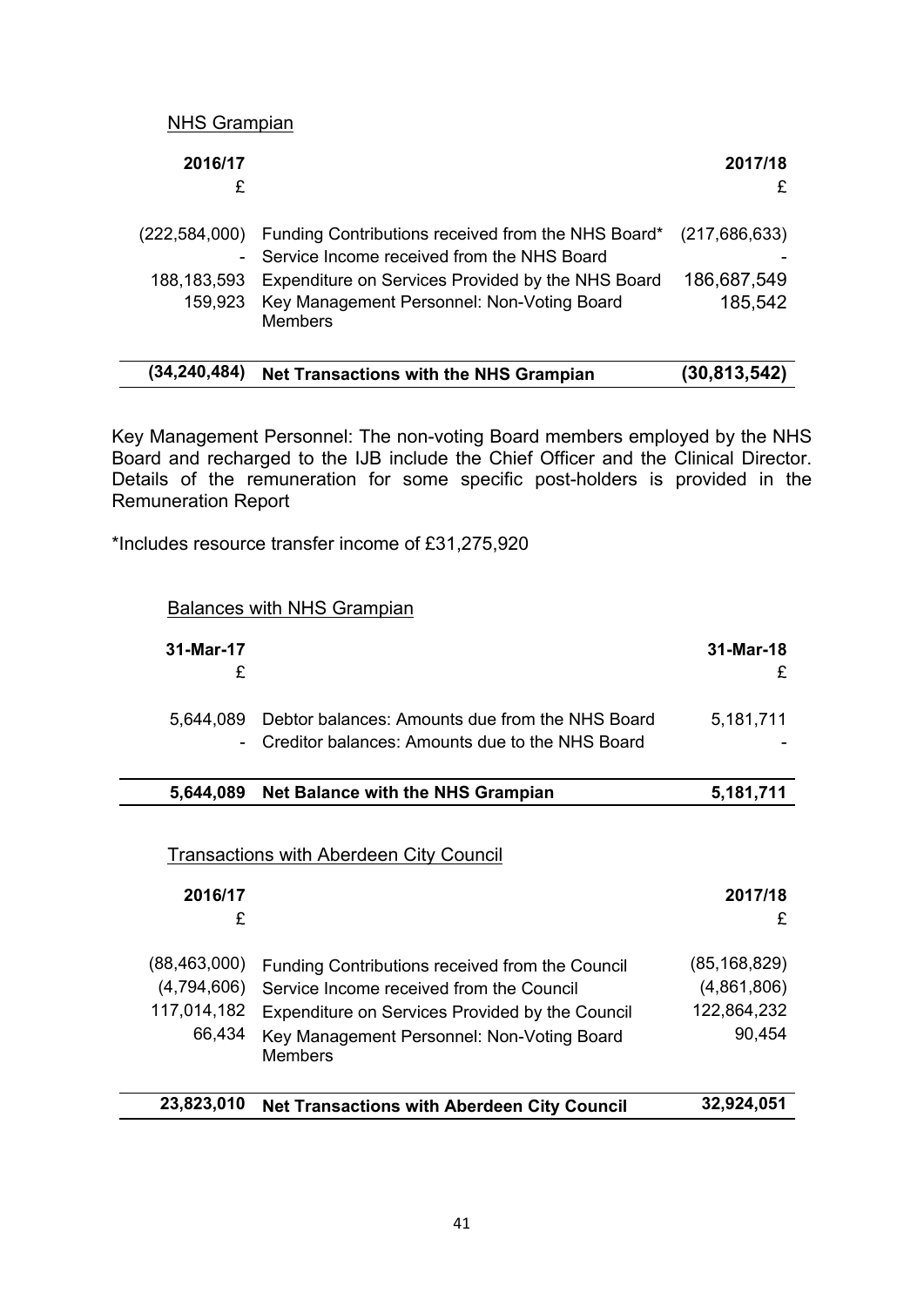NHS Grampian

| 2016/17 £ | | 2017/18 £ |
|---|---|---|
| (222,584,000) | Funding Contributions received from the NHS Board* | (217,686,633) |
| - | Service Income received from the NHS Board | - |
| 188,183,593 | Expenditure on Services Provided by the NHS Board | 186,687,549 |
| 159,923 | Key Management Personnel: Non-Voting Board Members | 185,542 |
| **(34,240,484)** | **Net Transactions with the NHS Grampian** | **(30,813,542)** |

Key Management Personnel: The non-voting Board members employed by the NHS Board and recharged to the IJB include the Chief Officer and the Clinical Director. Details of the remuneration for some specific post-holders is provided in the Remuneration Report

*Includes resource transfer income of £31,275,920

Balances with NHS Grampian

| 31-Mar-17 £ | | 31-Mar-18 £ |
|---|---|---|
| 5,644,089 | Debtor balances: Amounts due from the NHS Board | 5,181,711 |
| - | Creditor balances: Amounts due to the NHS Board | - |
| **5,644,089** | **Net Balance with the NHS Grampian** | **5,181,711** |

Transactions with Aberdeen City Council

| 2016/17 £ | | 2017/18 £ |
|---|---|---|
| (88,463,000) | Funding Contributions received from the Council | (85,168,829) |
| (4,794,606) | Service Income received from the Council | (4,861,806) |
| 117,014,182 | Expenditure on Services Provided by the Council | 122,864,232 |
| 66,434 | Key Management Personnel: Non-Voting Board Members | 90,454 |
| **23,823,010** | **Net Transactions with Aberdeen City Council** | **32,924,051** |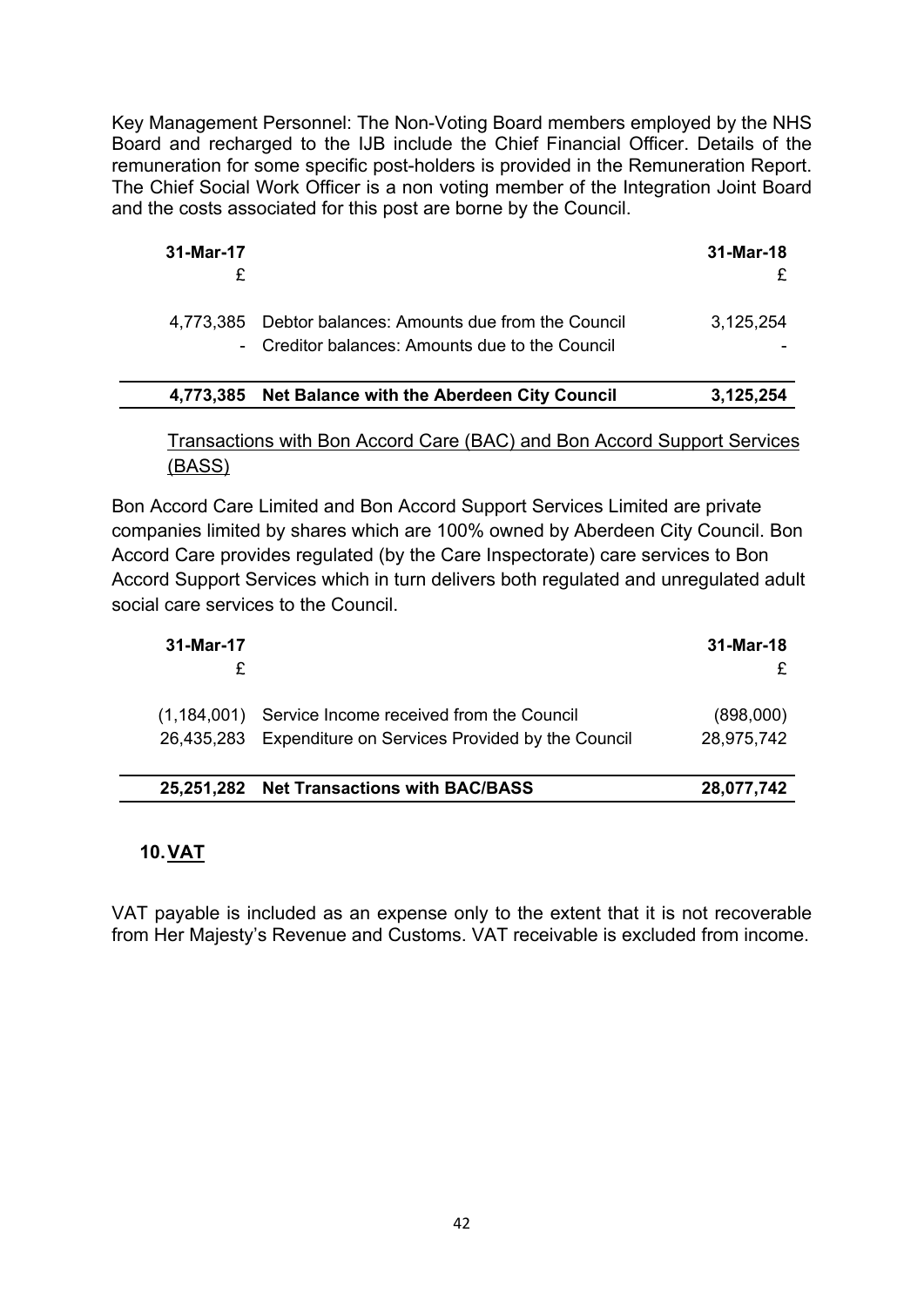Key Management Personnel: The Non-Voting Board members employed by the NHS Board and recharged to the IJB include the Chief Financial Officer. Details of the remuneration for some specific post-holders is provided in the Remuneration Report. The Chief Social Work Officer is a non voting member of the Integration Joint Board and the costs associated for this post are borne by the Council.

| 31-Mar-17 £ | | 31-Mar-18 £ |
|---|---|---|
| 4,773,385 | Debtor balances: Amounts due from the Council | 3,125,254 |
| - | Creditor balances: Amounts due to the Council | - |
| **4,773,385** | **Net Balance with the Aberdeen City Council** | **3,125,254** |

Transactions with Bon Accord Care (BAC) and Bon Accord Support Services (BASS)

Bon Accord Care Limited and Bon Accord Support Services Limited are private companies limited by shares which are 100% owned by Aberdeen City Council. Bon Accord Care provides regulated (by the Care Inspectorate) care services to Bon Accord Support Services which in turn delivers both regulated and unregulated adult social care services to the Council.

| 31-Mar-17 £ | | 31-Mar-18 £ |
|---|---|---|
| (1,184,001) | Service Income received from the Council | (898,000) |
| 26,435,283 | Expenditure on Services Provided by the Council | 28,975,742 |
| **25,251,282** | **Net Transactions with BAC/BASS** | **28,077,742** |

## 10. VAT

VAT payable is included as an expense only to the extent that it is not recoverable from Her Majesty's Revenue and Customs. VAT receivable is excluded from income.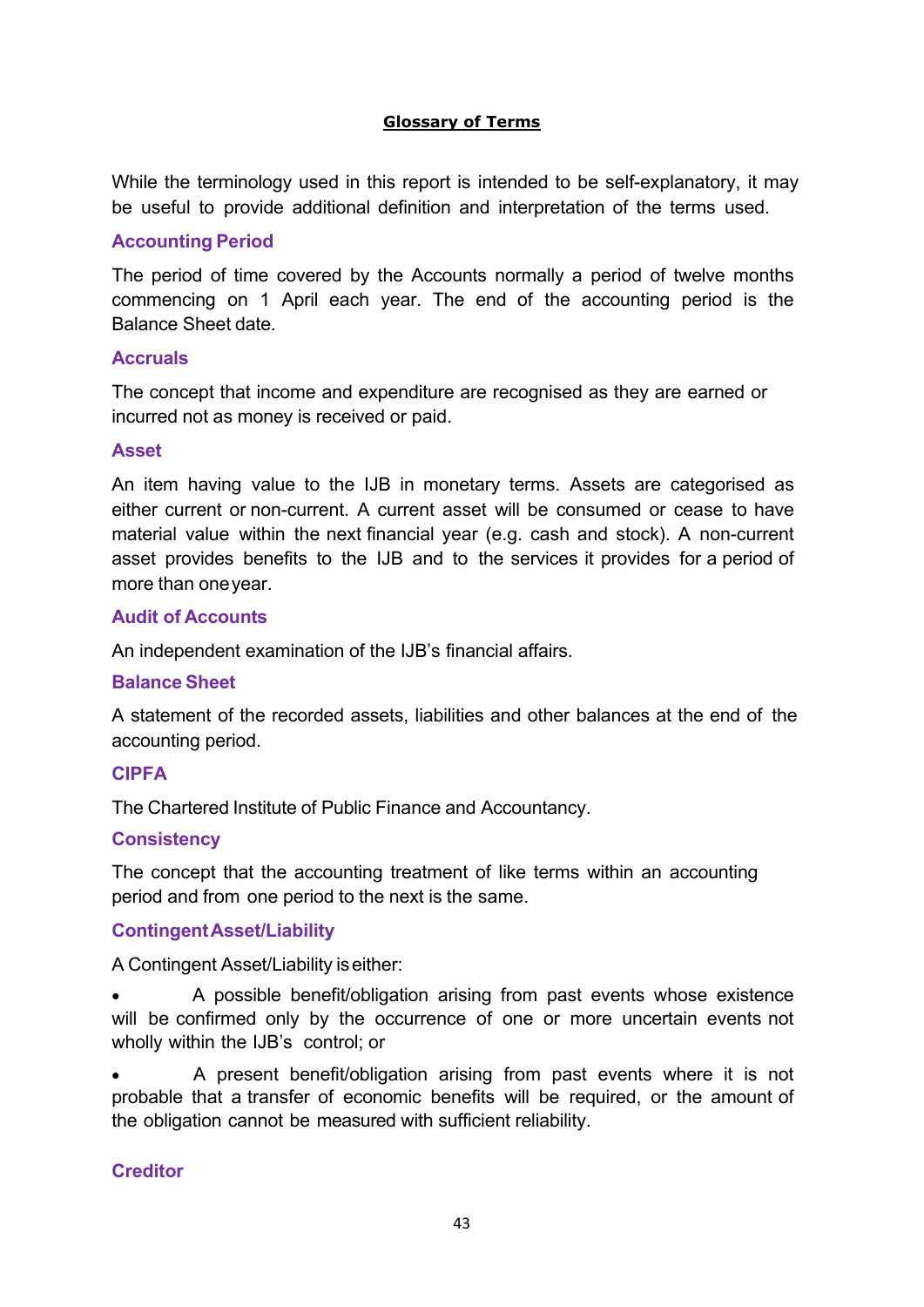# Glossary of Terms

While the terminology used in this report is intended to be self-explanatory, it may be useful to provide additional definition and interpretation of the terms used.

### Accounting Period

The period of time covered by the Accounts normally a period of twelve months commencing on 1 April each year. The end of the accounting period is the Balance Sheet date.

### Accruals

The concept that income and expenditure are recognised as they are earned or incurred not as money is received or paid.

### Asset

An item having value to the IJB in monetary terms. Assets are categorised as either current or non-current. A current asset will be consumed or cease to have material value within the next financial year (e.g. cash and stock). A non-current asset provides benefits to the IJB and to the services it provides for a period of more than one year.

### Audit of Accounts

An independent examination of the IJB's financial affairs.

### Balance Sheet

A statement of the recorded assets, liabilities and other balances at the end of the accounting period.

### CIPFA

The Chartered Institute of Public Finance and Accountancy.

### Consistency

The concept that the accounting treatment of like terms within an accounting period and from one period to the next is the same.

### Contingent Asset/Liability

A Contingent Asset/Liability is either:

- A possible benefit/obligation arising from past events whose existence will be confirmed only by the occurrence of one or more uncertain events not wholly within the IJB's control; or
- A present benefit/obligation arising from past events where it is not probable that a transfer of economic benefits will be required, or the amount of the obligation cannot be measured with sufficient reliability.

### Creditor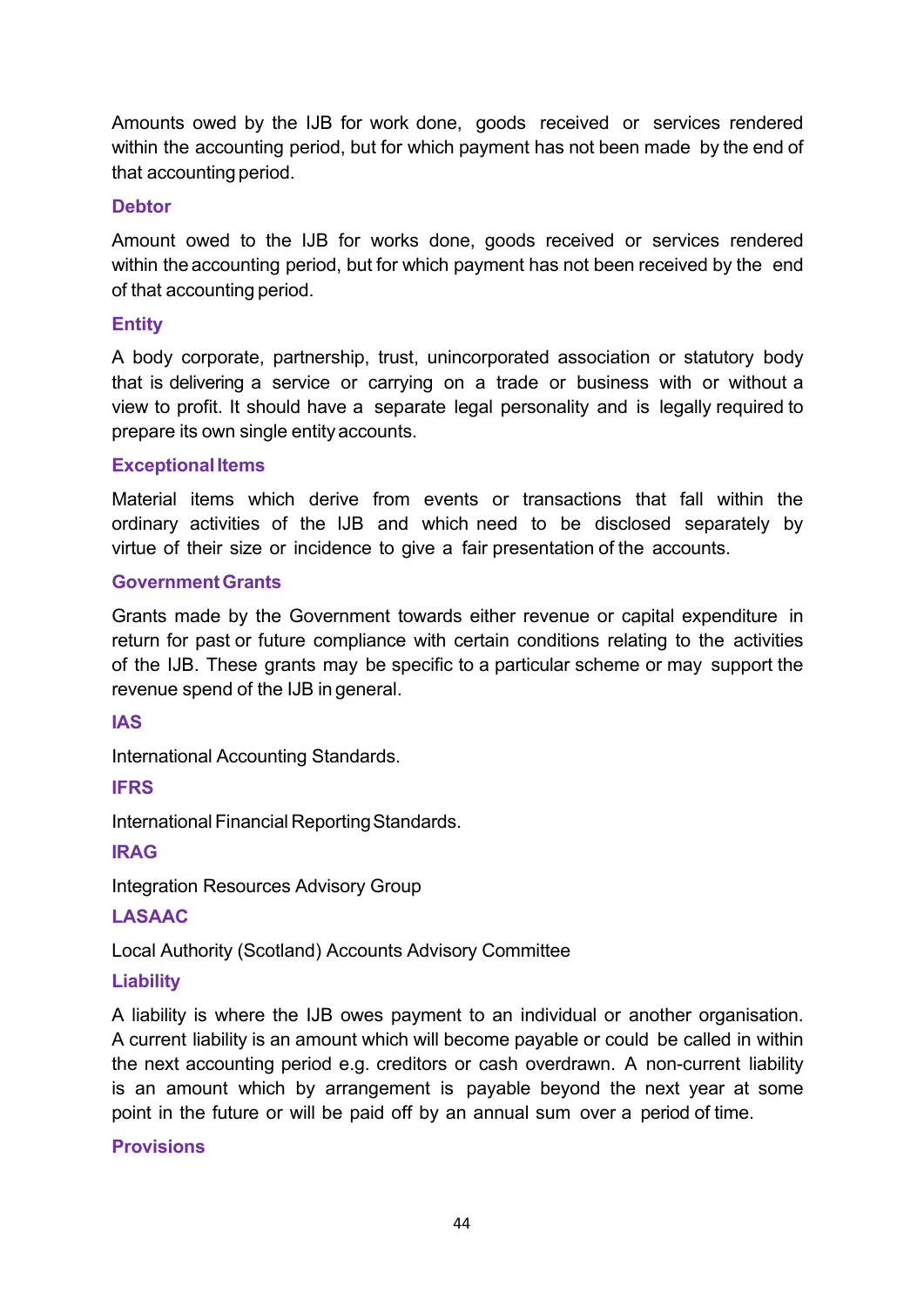Amounts owed by the IJB for work done, goods received or services rendered within the accounting period, but for which payment has not been made by the end of that accounting period.

### Debtor

Amount owed to the IJB for works done, goods received or services rendered within the accounting period, but for which payment has not been received by the end of that accounting period.

### Entity

A body corporate, partnership, trust, unincorporated association or statutory body that is delivering a service or carrying on a trade or business with or without a view to profit. It should have a separate legal personality and is legally required to prepare its own single entity accounts.

### Exceptional Items

Material items which derive from events or transactions that fall within the ordinary activities of the IJB and which need to be disclosed separately by virtue of their size or incidence to give a fair presentation of the accounts.

### Government Grants

Grants made by the Government towards either revenue or capital expenditure in return for past or future compliance with certain conditions relating to the activities of the IJB. These grants may be specific to a particular scheme or may support the revenue spend of the IJB in general.

### IAS

International Accounting Standards.

### IFRS

International Financial Reporting Standards.

### IRAG

Integration Resources Advisory Group

### LASAAC

Local Authority (Scotland) Accounts Advisory Committee

### Liability

A liability is where the IJB owes payment to an individual or another organisation. A current liability is an amount which will become payable or could be called in within the next accounting period e.g. creditors or cash overdrawn. A non-current liability is an amount which by arrangement is payable beyond the next year at some point in the future or will be paid off by an annual sum over a period of time.

### Provisions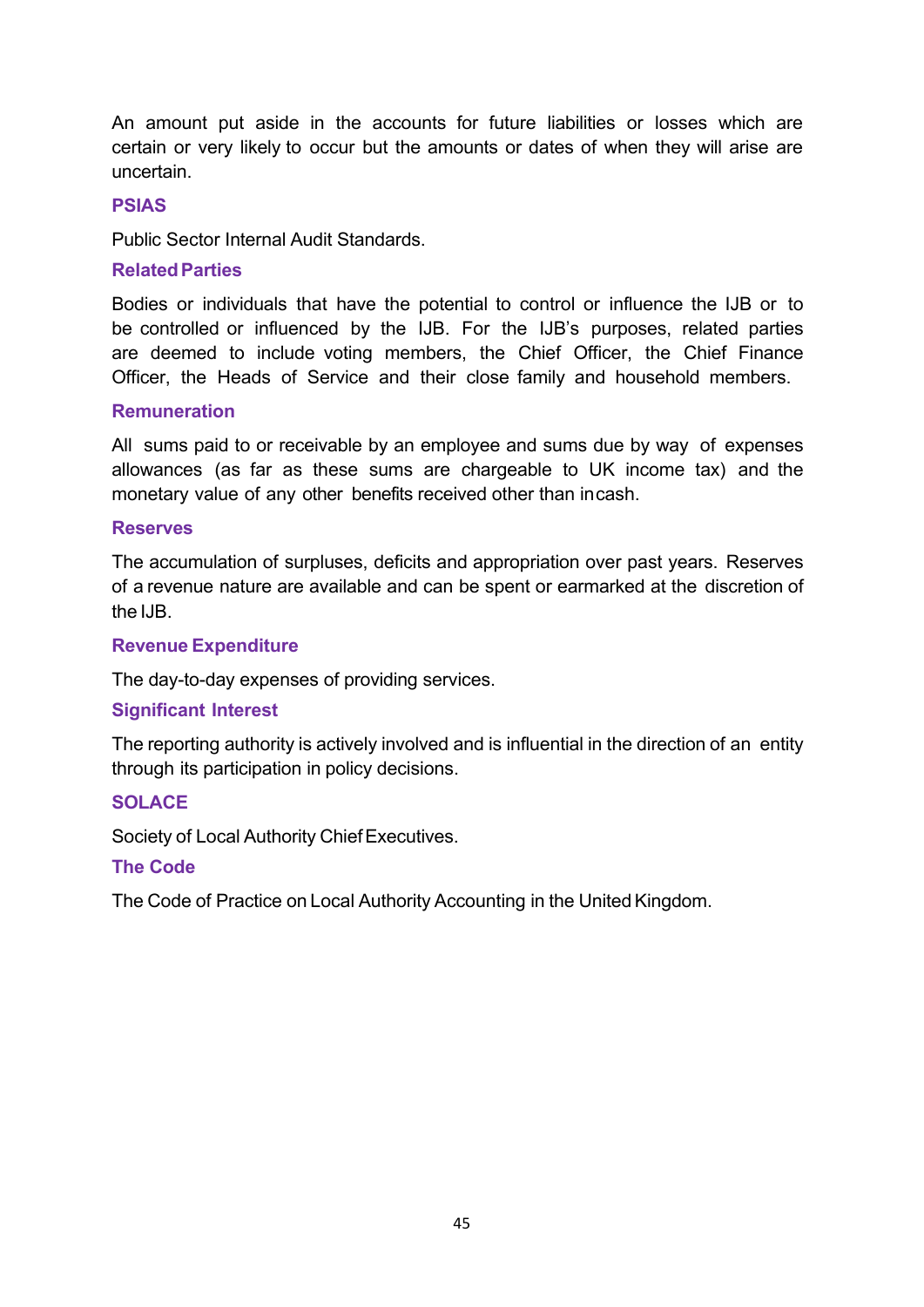An amount put aside in the accounts for future liabilities or losses which are certain or very likely to occur but the amounts or dates of when they will arise are uncertain.

### PSIAS

Public Sector Internal Audit Standards.

### Related Parties

Bodies or individuals that have the potential to control or influence the IJB or to be controlled or influenced by the IJB. For the IJB's purposes, related parties are deemed to include voting members, the Chief Officer, the Chief Finance Officer, the Heads of Service and their close family and household members.

### Remuneration

All sums paid to or receivable by an employee and sums due by way of expenses allowances (as far as these sums are chargeable to UK income tax) and the monetary value of any other benefits received other than in cash.

### Reserves

The accumulation of surpluses, deficits and appropriation over past years. Reserves of a revenue nature are available and can be spent or earmarked at the discretion of the IJB.

### Revenue Expenditure

The day-to-day expenses of providing services.

### Significant Interest

The reporting authority is actively involved and is influential in the direction of an entity through its participation in policy decisions.

### SOLACE

Society of Local Authority Chief Executives.

### The Code

The Code of Practice on Local Authority Accounting in the United Kingdom.